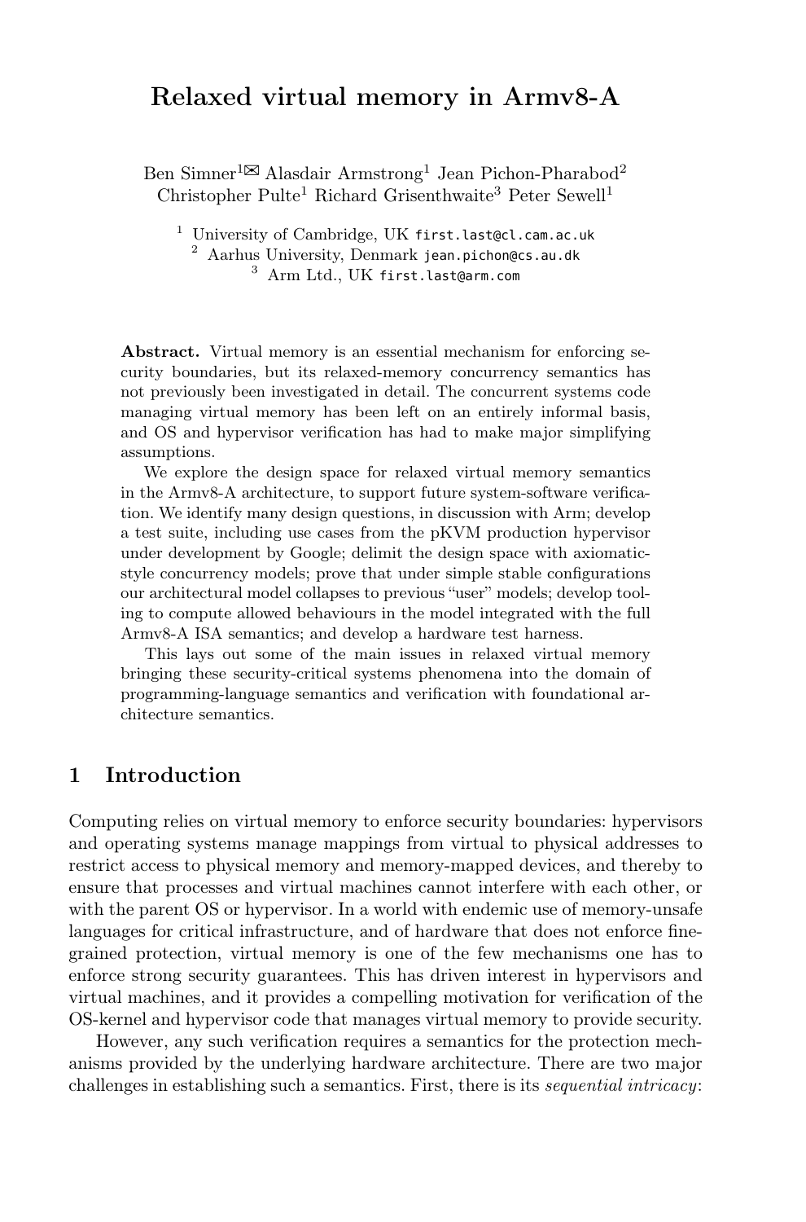# Relaxed virtual memory in Armv8-A

Ben Simner[1]✉ Alasdair Armstrong[1] Jean Pichon-Pharabod[2] Christopher Pulte[1] Richard Grisenthwaite[3] Peter Sewell[1]

[1] University of Cambridge, UK first.last@cl.cam.ac.uk
[2] Aarhus University, Denmark jean.pichon@cs.au.dk
[3] Arm Ltd., UK first.last@arm.com

**Abstract.** Virtual memory is an essential mechanism for enforcing security boundaries, but its relaxed-memory concurrency semantics has not previously been investigated in detail. The concurrent systems code managing virtual memory has been left on an entirely informal basis, and OS and hypervisor verification has had to make major simplifying assumptions.

We explore the design space for relaxed virtual memory semantics in the Armv8-A architecture, to support future system-software verification. We identify many design questions, in discussion with Arm; develop a test suite, including use cases from the pKVM production hypervisor under development by Google; delimit the design space with axiomatic-style concurrency models; prove that under simple stable configurations our architectural model collapses to previous "user" models; develop tooling to compute allowed behaviours in the model integrated with the full Armv8-A ISA semantics; and develop a hardware test harness.

This lays out some of the main issues in relaxed virtual memory bringing these security-critical systems phenomena into the domain of programming-language semantics and verification with foundational architecture semantics.

## 1 Introduction

Computing relies on virtual memory to enforce security boundaries: hypervisors and operating systems manage mappings from virtual to physical addresses to restrict access to physical memory and memory-mapped devices, and thereby to ensure that processes and virtual machines cannot interfere with each other, or with the parent OS or hypervisor. In a world with endemic use of memory-unsafe languages for critical infrastructure, and of hardware that does not enforce fine-grained protection, virtual memory is one of the few mechanisms one has to enforce strong security guarantees. This has driven interest in hypervisors and virtual machines, and it provides a compelling motivation for verification of the OS-kernel and hypervisor code that manages virtual memory to provide security.

However, any such verification requires a semantics for the protection mechanisms provided by the underlying hardware architecture. There are two major challenges in establishing such a semantics. First, there is its *sequential intricacy*: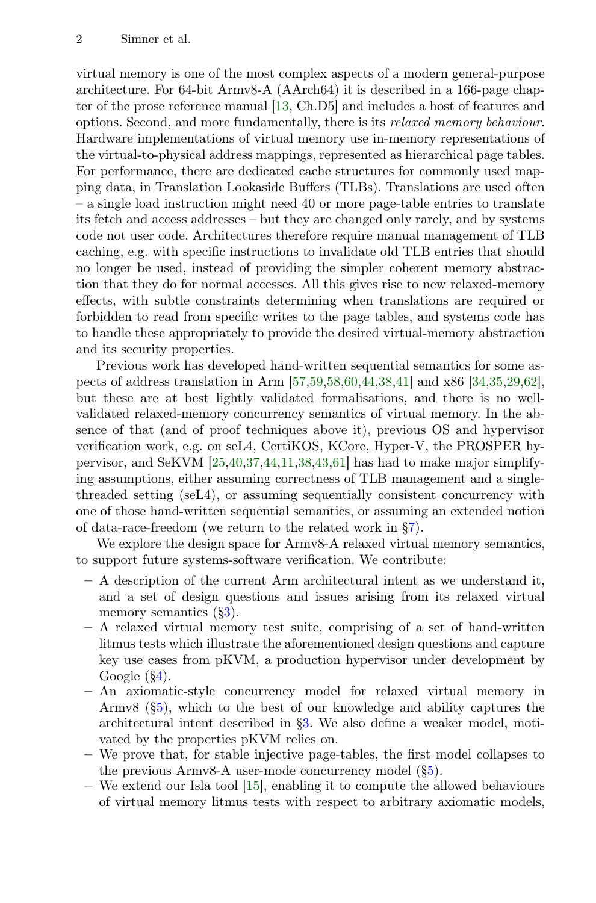virtual memory is one of the most complex aspects of a modern general-purpose architecture. For 64-bit Armv8-A (AArch64) it is described in a 166-page chapter of the prose reference manual [13, Ch.D5] and includes a host of features and options. Second, and more fundamentally, there is its *relaxed memory behaviour.* Hardware implementations of virtual memory use in-memory representations of the virtual-to-physical address mappings, represented as hierarchical page tables. For performance, there are dedicated cache structures for commonly used mapping data, in Translation Lookaside Buffers (TLBs). Translations are used often – a single load instruction might need 40 or more page-table entries to translate its fetch and access addresses – but they are changed only rarely, and by systems code not user code. Architectures therefore require manual management of TLB caching, e.g. with specific instructions to invalidate old TLB entries that should no longer be used, instead of providing the simpler coherent memory abstraction that they do for normal accesses. All this gives rise to new relaxed-memory effects, with subtle constraints determining when translations are required or forbidden to read from specific writes to the page tables, and systems code has to handle these appropriately to provide the desired virtual-memory abstraction and its security properties.

Previous work has developed hand-written sequential semantics for some aspects of address translation in Arm [57,59,58,60,44,38,41] and x86 [34,35,29,62], but these are at best lightly validated formalisations, and there is no well-validated relaxed-memory concurrency semantics of virtual memory. In the absence of that (and of proof techniques above it), previous OS and hypervisor verification work, e.g. on seL4, CertiKOS, KCore, Hyper-V, the PROSPER hypervisor, and SeKVM [25,40,37,44,11,38,43,61] has had to make major simplifying assumptions, either assuming correctness of TLB management and a single-threaded setting (seL4), or assuming sequentially consistent concurrency with one of those hand-written sequential semantics, or assuming an extended notion of data-race-freedom (we return to the related work in §7).

We explore the design space for Armv8-A relaxed virtual memory semantics, to support future systems-software verification. We contribute:

- A description of the current Arm architectural intent as we understand it, and a set of design questions and issues arising from its relaxed virtual memory semantics (§3).
- A relaxed virtual memory test suite, comprising of a set of hand-written litmus tests which illustrate the aforementioned design questions and capture key use cases from pKVM, a production hypervisor under development by Google (§4).
- An axiomatic-style concurrency model for relaxed virtual memory in Armv8 (§5), which to the best of our knowledge and ability captures the architectural intent described in §3. We also define a weaker model, motivated by the properties pKVM relies on.
- We prove that, for stable injective page-tables, the first model collapses to the previous Armv8-A user-mode concurrency model (§5).
- We extend our Isla tool [15], enabling it to compute the allowed behaviours of virtual memory litmus tests with respect to arbitrary axiomatic models,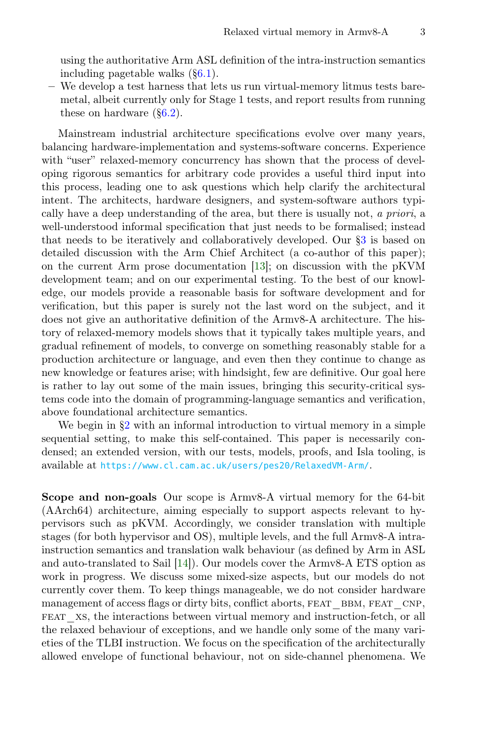using the authoritative Arm ASL definition of the intra-instruction semantics including pagetable walks (§6.1).
– We develop a test harness that lets us run virtual-memory litmus tests bare-metal, albeit currently only for Stage 1 tests, and report results from running these on hardware (§6.2).

Mainstream industrial architecture specifications evolve over many years, balancing hardware-implementation and systems-software concerns. Experience with "user" relaxed-memory concurrency has shown that the process of developing rigorous semantics for arbitrary code provides a useful third input into this process, leading one to ask questions which help clarify the architectural intent. The architects, hardware designers, and system-software authors typically have a deep understanding of the area, but there is usually not, *a priori*, a well-understood informal specification that just needs to be formalised; instead that needs to be iteratively and collaboratively developed. Our §3 is based on detailed discussion with the Arm Chief Architect (a co-author of this paper); on the current Arm prose documentation [13]; on discussion with the pKVM development team; and on our experimental testing. To the best of our knowledge, our models provide a reasonable basis for software development and for verification, but this paper is surely not the last word on the subject, and it does not give an authoritative definition of the Armv8-A architecture. The history of relaxed-memory models shows that it typically takes multiple years, and gradual refinement of models, to converge on something reasonably stable for a production architecture or language, and even then they continue to change as new knowledge or features arise; with hindsight, few are definitive. Our goal here is rather to lay out some of the main issues, bringing this security-critical systems code into the domain of programming-language semantics and verification, above foundational architecture semantics.

We begin in §2 with an informal introduction to virtual memory in a simple sequential setting, to make this self-contained. This paper is necessarily condensed; an extended version, with our tests, models, proofs, and Isla tooling, is available at https://www.cl.cam.ac.uk/users/pes20/RelaxedVM-Arm/.

**Scope and non-goals** Our scope is Armv8-A virtual memory for the 64-bit (AArch64) architecture, aiming especially to support aspects relevant to hypervisors such as pKVM. Accordingly, we consider translation with multiple stages (for both hypervisor and OS), multiple levels, and the full Armv8-A intra-instruction semantics and translation walk behaviour (as defined by Arm in ASL and auto-translated to Sail [14]). Our models cover the Armv8-A ETS option as work in progress. We discuss some mixed-size aspects, but our models do not currently cover them. To keep things manageable, we do not consider hardware management of access flags or dirty bits, conflict aborts, FEAT_BBM, FEAT_CNP, FEAT_XS, the interactions between virtual memory and instruction-fetch, or all the relaxed behaviour of exceptions, and we handle only some of the many varieties of the TLBI instruction. We focus on the specification of the architecturally allowed envelope of functional behaviour, not on side-channel phenomena. We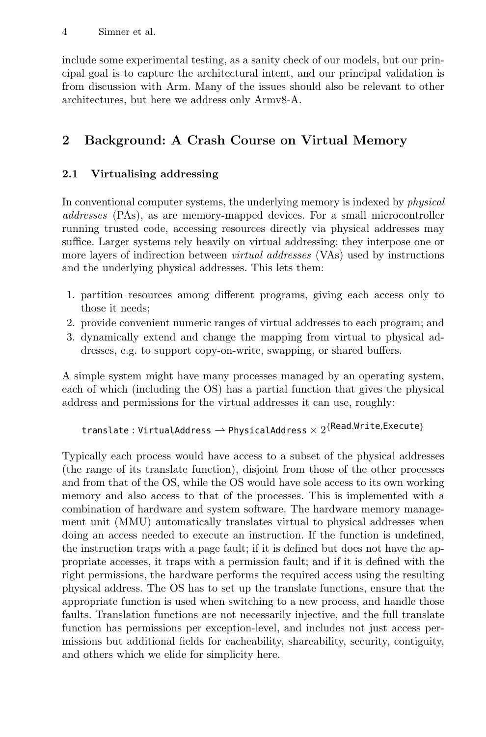include some experimental testing, as a sanity check of our models, but our principal goal is to capture the architectural intent, and our principal validation is from discussion with Arm. Many of the issues should also be relevant to other architectures, but here we address only Armv8-A.

## 2 Background: A Crash Course on Virtual Memory

### 2.1 Virtualising addressing

In conventional computer systems, the underlying memory is indexed by *physical addresses* (PAs), as are memory-mapped devices. For a small microcontroller running trusted code, accessing resources directly via physical addresses may suffice. Larger systems rely heavily on virtual addressing: they interpose one or more layers of indirection between *virtual addresses* (VAs) used by instructions and the underlying physical addresses. This lets them:

1. partition resources among different programs, giving each access only to those it needs;
2. provide convenient numeric ranges of virtual addresses to each program; and
3. dynamically extend and change the mapping from virtual to physical addresses, e.g. to support copy-on-write, swapping, or shared buffers.

A simple system might have many processes managed by an operating system, each of which (including the OS) has a partial function that gives the physical address and permissions for the virtual addresses it can use, roughly:

$$\mathsf{translate} : \mathsf{VirtualAddress} \rightharpoonup \mathsf{PhysicalAddress} \times 2^{\{\mathsf{Read},\mathsf{Write},\mathsf{Execute}\}}$$

Typically each process would have access to a subset of the physical addresses (the range of its translate function), disjoint from those of the other processes and from that of the OS, while the OS would have sole access to its own working memory and also access to that of the processes. This is implemented with a combination of hardware and system software. The hardware memory management unit (MMU) automatically translates virtual to physical addresses when doing an access needed to execute an instruction. If the function is undefined, the instruction traps with a page fault; if it is defined but does not have the appropriate accesses, it traps with a permission fault; and if it is defined with the right permissions, the hardware performs the required access using the resulting physical address. The OS has to set up the translate functions, ensure that the appropriate function is used when switching to a new process, and handle those faults. Translation functions are not necessarily injective, and the full translate function has permissions per exception-level, and includes not just access permissions but additional fields for cacheability, shareability, security, contiguity, and others which we elide for simplicity here.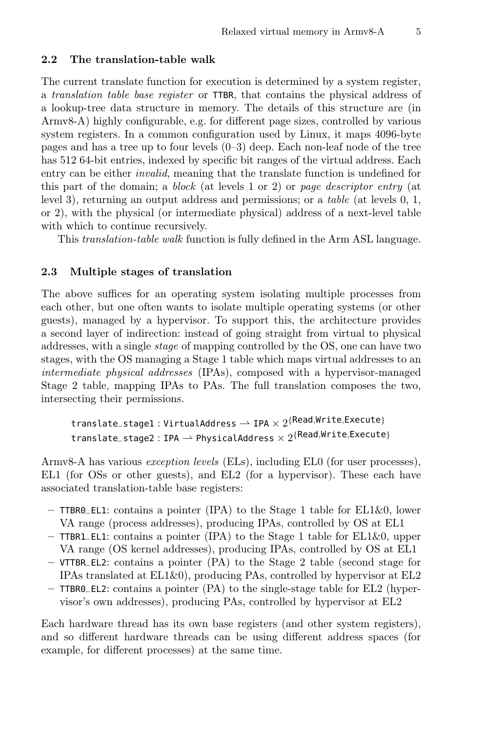### 2.2 The translation-table walk

The current translate function for execution is determined by a system register, a *translation table base register* or `TTBR`, that contains the physical address of a lookup-tree data structure in memory. The details of this structure are (in Armv8-A) highly configurable, e.g. for different page sizes, controlled by various system registers. In a common configuration used by Linux, it maps 4096-byte pages and has a tree up to four levels (0–3) deep. Each non-leaf node of the tree has 512 64-bit entries, indexed by specific bit ranges of the virtual address. Each entry can be either *invalid*, meaning that the translate function is undefined for this part of the domain; a *block* (at levels 1 or 2) or *page descriptor entry* (at level 3), returning an output address and permissions; or a *table* (at levels 0, 1, or 2), with the physical (or intermediate physical) address of a next-level table with which to continue recursively.

This *translation-table walk* function is fully defined in the Arm ASL language.

### 2.3 Multiple stages of translation

The above suffices for an operating system isolating multiple processes from each other, but one often wants to isolate multiple operating systems (or other guests), managed by a hypervisor. To support this, the architecture provides a second layer of indirection: instead of going straight from virtual to physical addresses, with a single *stage* of mapping controlled by the OS, one can have two stages, with the OS managing a Stage 1 table which maps virtual addresses to an *intermediate physical addresses* (IPAs), composed with a hypervisor-managed Stage 2 table, mapping IPAs to PAs. The full translation composes the two, intersecting their permissions.

$$\texttt{translate\_stage1} : \texttt{VirtualAddress} \rightharpoonup \texttt{IPA} \times 2^{\{\texttt{Read},\texttt{Write},\texttt{Execute}\}}$$
$$\texttt{translate\_stage2} : \texttt{IPA} \rightharpoonup \texttt{PhysicalAddress} \times 2^{\{\texttt{Read},\texttt{Write},\texttt{Execute}\}}$$

Armv8-A has various *exception levels* (ELs), including EL0 (for user processes), EL1 (for OSs or other guests), and EL2 (for a hypervisor). These each have associated translation-table base registers:

- `TTBR0_EL1`: contains a pointer (IPA) to the Stage 1 table for EL1&0, lower VA range (process addresses), producing IPAs, controlled by OS at EL1
- `TTBR1_EL1`: contains a pointer (IPA) to the Stage 1 table for EL1&0, upper VA range (OS kernel addresses), producing IPAs, controlled by OS at EL1
- `VTTBR_EL2`: contains a pointer (PA) to the Stage 2 table (second stage for IPAs translated at EL1&0), producing PAs, controlled by hypervisor at EL2
- `TTBR0_EL2`: contains a pointer (PA) to the single-stage table for EL2 (hypervisor's own addresses), producing PAs, controlled by hypervisor at EL2

Each hardware thread has its own base registers (and other system registers), and so different hardware threads can be using different address spaces (for example, for different processes) at the same time.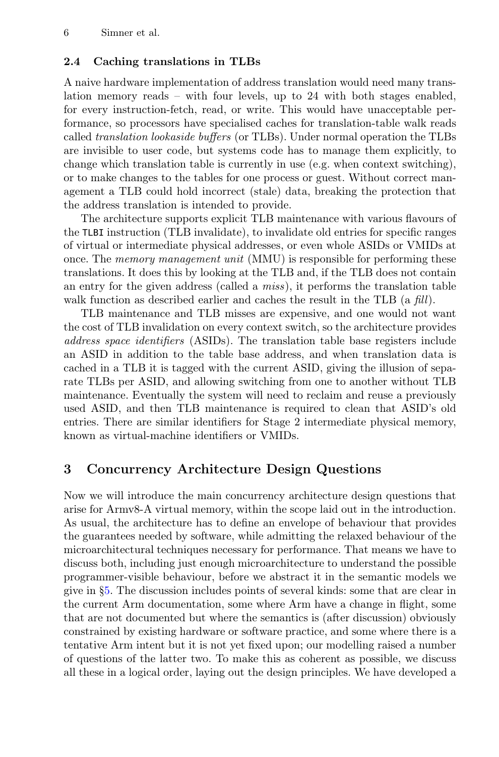### 2.4 Caching translations in TLBs

A naive hardware implementation of address translation would need many translation memory reads – with four levels, up to 24 with both stages enabled, for every instruction-fetch, read, or write. This would have unacceptable performance, so processors have specialised caches for translation-table walk reads called *translation lookaside buffers* (or TLBs). Under normal operation the TLBs are invisible to user code, but systems code has to manage them explicitly, to change which translation table is currently in use (e.g. when context switching), or to make changes to the tables for one process or guest. Without correct management a TLB could hold incorrect (stale) data, breaking the protection that the address translation is intended to provide.

The architecture supports explicit TLB maintenance with various flavours of the `TLBI` instruction (TLB invalidate), to invalidate old entries for specific ranges of virtual or intermediate physical addresses, or even whole ASIDs or VMIDs at once. The *memory management unit* (MMU) is responsible for performing these translations. It does this by looking at the TLB and, if the TLB does not contain an entry for the given address (called a *miss*), it performs the translation table walk function as described earlier and caches the result in the TLB (a *fill*).

TLB maintenance and TLB misses are expensive, and one would not want the cost of TLB invalidation on every context switch, so the architecture provides *address space identifiers* (ASIDs). The translation table base registers include an ASID in addition to the table base address, and when translation data is cached in a TLB it is tagged with the current ASID, giving the illusion of separate TLBs per ASID, and allowing switching from one to another without TLB maintenance. Eventually the system will need to reclaim and reuse a previously used ASID, and then TLB maintenance is required to clean that ASID's old entries. There are similar identifiers for Stage 2 intermediate physical memory, known as virtual-machine identifiers or VMIDs.

## 3 Concurrency Architecture Design Questions

Now we will introduce the main concurrency architecture design questions that arise for Armv8-A virtual memory, within the scope laid out in the introduction. As usual, the architecture has to define an envelope of behaviour that provides the guarantees needed by software, while admitting the relaxed behaviour of the microarchitectural techniques necessary for performance. That means we have to discuss both, including just enough microarchitecture to understand the possible programmer-visible behaviour, before we abstract it in the semantic models we give in §5. The discussion includes points of several kinds: some that are clear in the current Arm documentation, some where Arm have a change in flight, some that are not documented but where the semantics is (after discussion) obviously constrained by existing hardware or software practice, and some where there is a tentative Arm intent but it is not yet fixed upon; our modelling raised a number of questions of the latter two. To make this as coherent as possible, we discuss all these in a logical order, laying out the design principles. We have developed a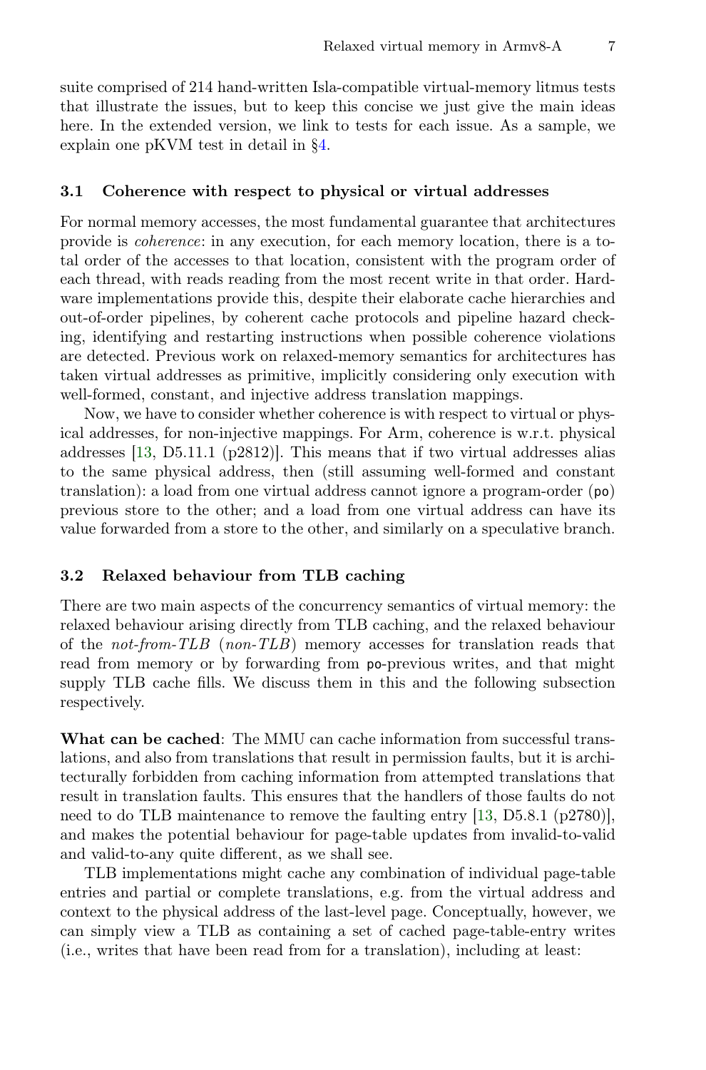suite comprised of 214 hand-written Isla-compatible virtual-memory litmus tests that illustrate the issues, but to keep this concise we just give the main ideas here. In the extended version, we link to tests for each issue. As a sample, we explain one pKVM test in detail in §4.

### 3.1 Coherence with respect to physical or virtual addresses

For normal memory accesses, the most fundamental guarantee that architectures provide is *coherence*: in any execution, for each memory location, there is a total order of the accesses to that location, consistent with the program order of each thread, with reads reading from the most recent write in that order. Hardware implementations provide this, despite their elaborate cache hierarchies and out-of-order pipelines, by coherent cache protocols and pipeline hazard checking, identifying and restarting instructions when possible coherence violations are detected. Previous work on relaxed-memory semantics for architectures has taken virtual addresses as primitive, implicitly considering only execution with well-formed, constant, and injective address translation mappings.

Now, we have to consider whether coherence is with respect to virtual or physical addresses, for non-injective mappings. For Arm, coherence is w.r.t. physical addresses [13, D5.11.1 (p2812)]. This means that if two virtual addresses alias to the same physical address, then (still assuming well-formed and constant translation): a load from one virtual address cannot ignore a program-order (`po`) previous store to the other; and a load from one virtual address can have its value forwarded from a store to the other, and similarly on a speculative branch.

### 3.2 Relaxed behaviour from TLB caching

There are two main aspects of the concurrency semantics of virtual memory: the relaxed behaviour arising directly from TLB caching, and the relaxed behaviour of the *not-from-TLB* (*non-TLB*) memory accesses for translation reads that read from memory or by forwarding from `po`-previous writes, and that might supply TLB cache fills. We discuss them in this and the following subsection respectively.

**What can be cached**: The MMU can cache information from successful translations, and also from translations that result in permission faults, but it is architecturally forbidden from caching information from attempted translations that result in translation faults. This ensures that the handlers of those faults do not need to do TLB maintenance to remove the faulting entry [13, D5.8.1 (p2780)], and makes the potential behaviour for page-table updates from invalid-to-valid and valid-to-any quite different, as we shall see.

TLB implementations might cache any combination of individual page-table entries and partial or complete translations, e.g. from the virtual address and context to the physical address of the last-level page. Conceptually, however, we can simply view a TLB as containing a set of cached page-table-entry writes (i.e., writes that have been read from for a translation), including at least: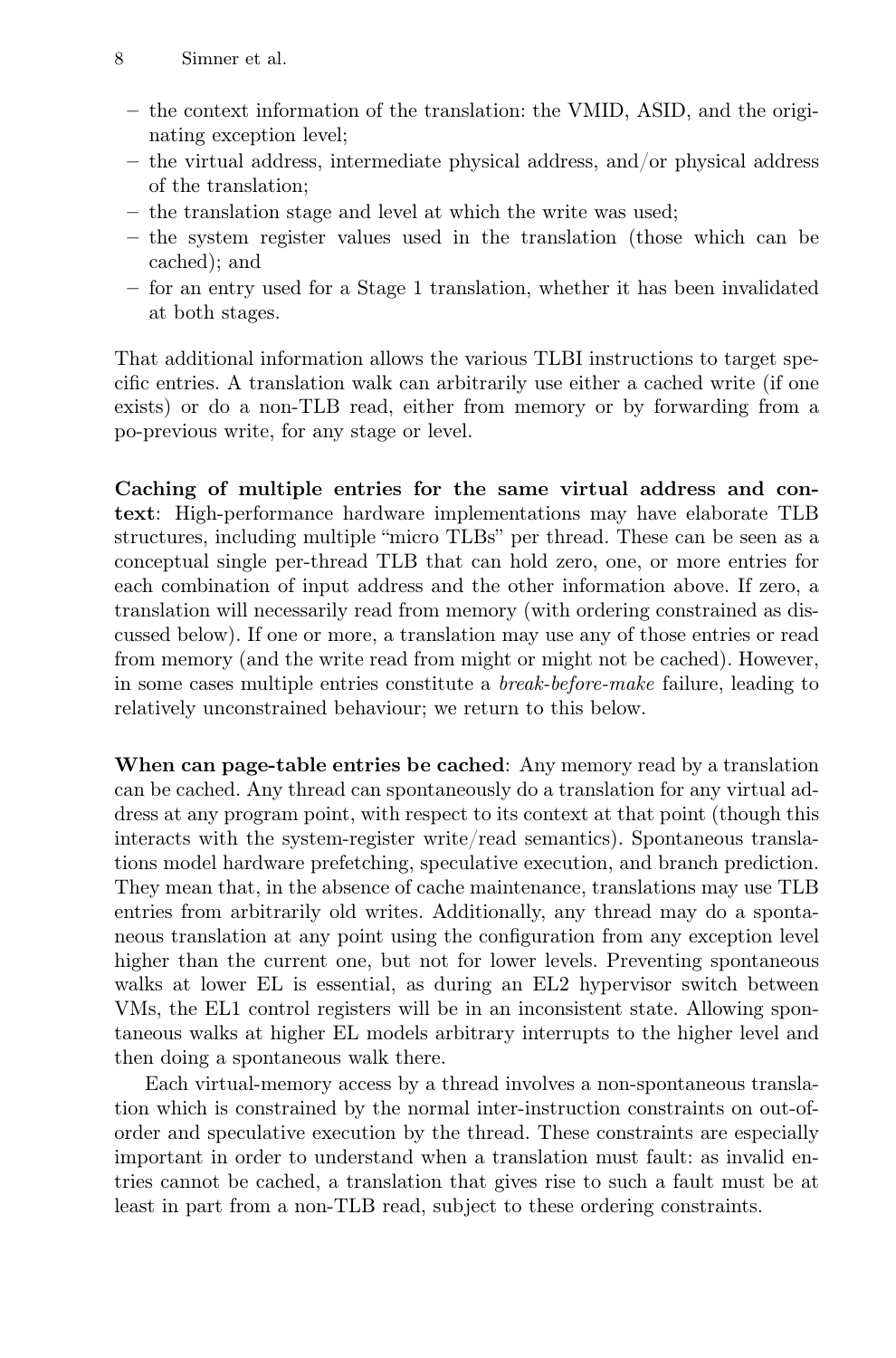- the context information of the translation: the VMID, ASID, and the originating exception level;
- the virtual address, intermediate physical address, and/or physical address of the translation;
- the translation stage and level at which the write was used;
- the system register values used in the translation (those which can be cached); and
- for an entry used for a Stage 1 translation, whether it has been invalidated at both stages.

That additional information allows the various TLBI instructions to target specific entries. A translation walk can arbitrarily use either a cached write (if one exists) or do a non-TLB read, either from memory or by forwarding from a po-previous write, for any stage or level.

**Caching of multiple entries for the same virtual address and context**: High-performance hardware implementations may have elaborate TLB structures, including multiple "micro TLBs" per thread. These can be seen as a conceptual single per-thread TLB that can hold zero, one, or more entries for each combination of input address and the other information above. If zero, a translation will necessarily read from memory (with ordering constrained as discussed below). If one or more, a translation may use any of those entries or read from memory (and the write read from might or might not be cached). However, in some cases multiple entries constitute a *break-before-make* failure, leading to relatively unconstrained behaviour; we return to this below.

**When can page-table entries be cached**: Any memory read by a translation can be cached. Any thread can spontaneously do a translation for any virtual address at any program point, with respect to its context at that point (though this interacts with the system-register write/read semantics). Spontaneous translations model hardware prefetching, speculative execution, and branch prediction. They mean that, in the absence of cache maintenance, translations may use TLB entries from arbitrarily old writes. Additionally, any thread may do a spontaneous translation at any point using the configuration from any exception level higher than the current one, but not for lower levels. Preventing spontaneous walks at lower EL is essential, as during an EL2 hypervisor switch between VMs, the EL1 control registers will be in an inconsistent state. Allowing spontaneous walks at higher EL models arbitrary interrupts to the higher level and then doing a spontaneous walk there.

Each virtual-memory access by a thread involves a non-spontaneous translation which is constrained by the normal inter-instruction constraints on out-of-order and speculative execution by the thread. These constraints are especially important in order to understand when a translation must fault: as invalid entries cannot be cached, a translation that gives rise to such a fault must be at least in part from a non-TLB read, subject to these ordering constraints.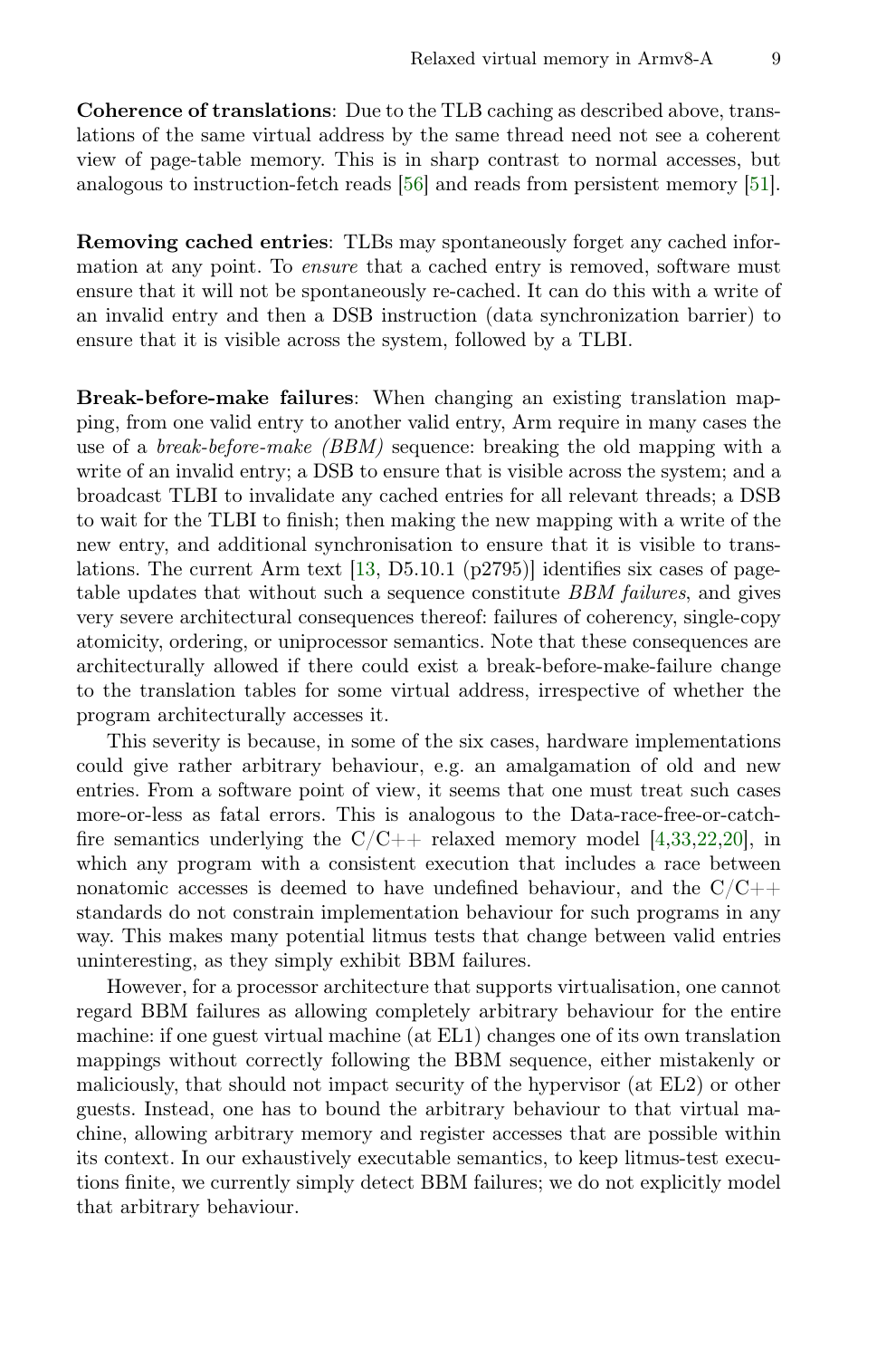**Coherence of translations**: Due to the TLB caching as described above, translations of the same virtual address by the same thread need not see a coherent view of page-table memory. This is in sharp contrast to normal accesses, but analogous to instruction-fetch reads [56] and reads from persistent memory [51].

**Removing cached entries**: TLBs may spontaneously forget any cached information at any point. To *ensure* that a cached entry is removed, software must ensure that it will not be spontaneously re-cached. It can do this with a write of an invalid entry and then a DSB instruction (data synchronization barrier) to ensure that it is visible across the system, followed by a TLBI.

**Break-before-make failures**: When changing an existing translation mapping, from one valid entry to another valid entry, Arm require in many cases the use of a *break-before-make (BBM)* sequence: breaking the old mapping with a write of an invalid entry; a DSB to ensure that is visible across the system; and a broadcast TLBI to invalidate any cached entries for all relevant threads; a DSB to wait for the TLBI to finish; then making the new mapping with a write of the new entry, and additional synchronisation to ensure that it is visible to translations. The current Arm text [13, D5.10.1 (p2795)] identifies six cases of page-table updates that without such a sequence constitute *BBM failures*, and gives very severe architectural consequences thereof: failures of coherency, single-copy atomicity, ordering, or uniprocessor semantics. Note that these consequences are architecturally allowed if there could exist a break-before-make-failure change to the translation tables for some virtual address, irrespective of whether the program architecturally accesses it.

This severity is because, in some of the six cases, hardware implementations could give rather arbitrary behaviour, e.g. an amalgamation of old and new entries. From a software point of view, it seems that one must treat such cases more-or-less as fatal errors. This is analogous to the Data-race-free-or-catch-fire semantics underlying the C/C++ relaxed memory model [4,33,22,20], in which any program with a consistent execution that includes a race between nonatomic accesses is deemed to have undefined behaviour, and the C/C++ standards do not constrain implementation behaviour for such programs in any way. This makes many potential litmus tests that change between valid entries uninteresting, as they simply exhibit BBM failures.

However, for a processor architecture that supports virtualisation, one cannot regard BBM failures as allowing completely arbitrary behaviour for the entire machine: if one guest virtual machine (at EL1) changes one of its own translation mappings without correctly following the BBM sequence, either mistakenly or maliciously, that should not impact security of the hypervisor (at EL2) or other guests. Instead, one has to bound the arbitrary behaviour to that virtual machine, allowing arbitrary memory and register accesses that are possible within its context. In our exhaustively executable semantics, to keep litmus-test executions finite, we currently simply detect BBM failures; we do not explicitly model that arbitrary behaviour.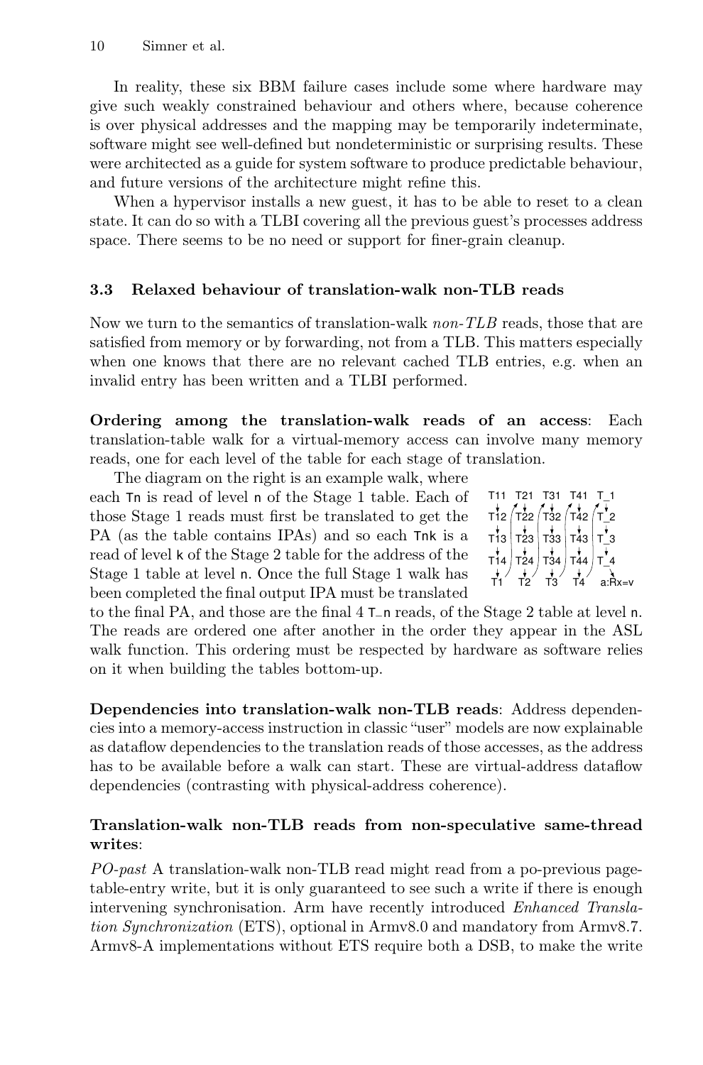In reality, these six BBM failure cases include some where hardware may give such weakly constrained behaviour and others where, because coherence is over physical addresses and the mapping may be temporarily indeterminate, software might see well-defined but nondeterministic or surprising results. These were architected as a guide for system software to produce predictable behaviour, and future versions of the architecture might refine this.

When a hypervisor installs a new guest, it has to be able to reset to a clean state. It can do so with a TLBI covering all the previous guest's processes address space. There seems to be no need or support for finer-grain cleanup.

### 3.3 Relaxed behaviour of translation-walk non-TLB reads

Now we turn to the semantics of translation-walk *non-TLB* reads, those that are satisfied from memory or by forwarding, not from a TLB. This matters especially when one knows that there are no relevant cached TLB entries, e.g. when an invalid entry has been written and a TLBI performed.

**Ordering among the translation-walk reads of an access**: Each translation-table walk for a virtual-memory access can involve many memory reads, one for each level of the table for each stage of translation.

The diagram on the right is an example walk, where each `Tn` is read of level `n` of the Stage 1 table. Each of those Stage 1 reads must first be translated to get the PA (as the table contains IPAs) and so each `Tnk` is a read of level `k` of the Stage 2 table for the address of the Stage 1 table at level `n`. Once the full Stage 1 walk has been completed the final output IPA must be translated to the final PA, and those are the final 4 `T_n` reads, of the Stage 2 table at level `n`. The reads are ordered one after another in the order they appear in the ASL walk function. This ordering must be respected by hardware as software relies on it when building the tables bottom-up.

**Dependencies into translation-walk non-TLB reads**: Address dependencies into a memory-access instruction in classic "user" models are now explainable as dataflow dependencies to the translation reads of those accesses, as the address has to be available before a walk can start. These are virtual-address dataflow dependencies (contrasting with physical-address coherence).

**Translation-walk non-TLB reads from non-speculative same-thread writes**:

*PO-past* A translation-walk non-TLB read might read from a po-previous page-table-entry write, but it is only guaranteed to see such a write if there is enough intervening synchronisation. Arm have recently introduced *Enhanced Translation Synchronization* (ETS), optional in Armv8.0 and mandatory from Armv8.7. Armv8-A implementations without ETS require both a DSB, to make the write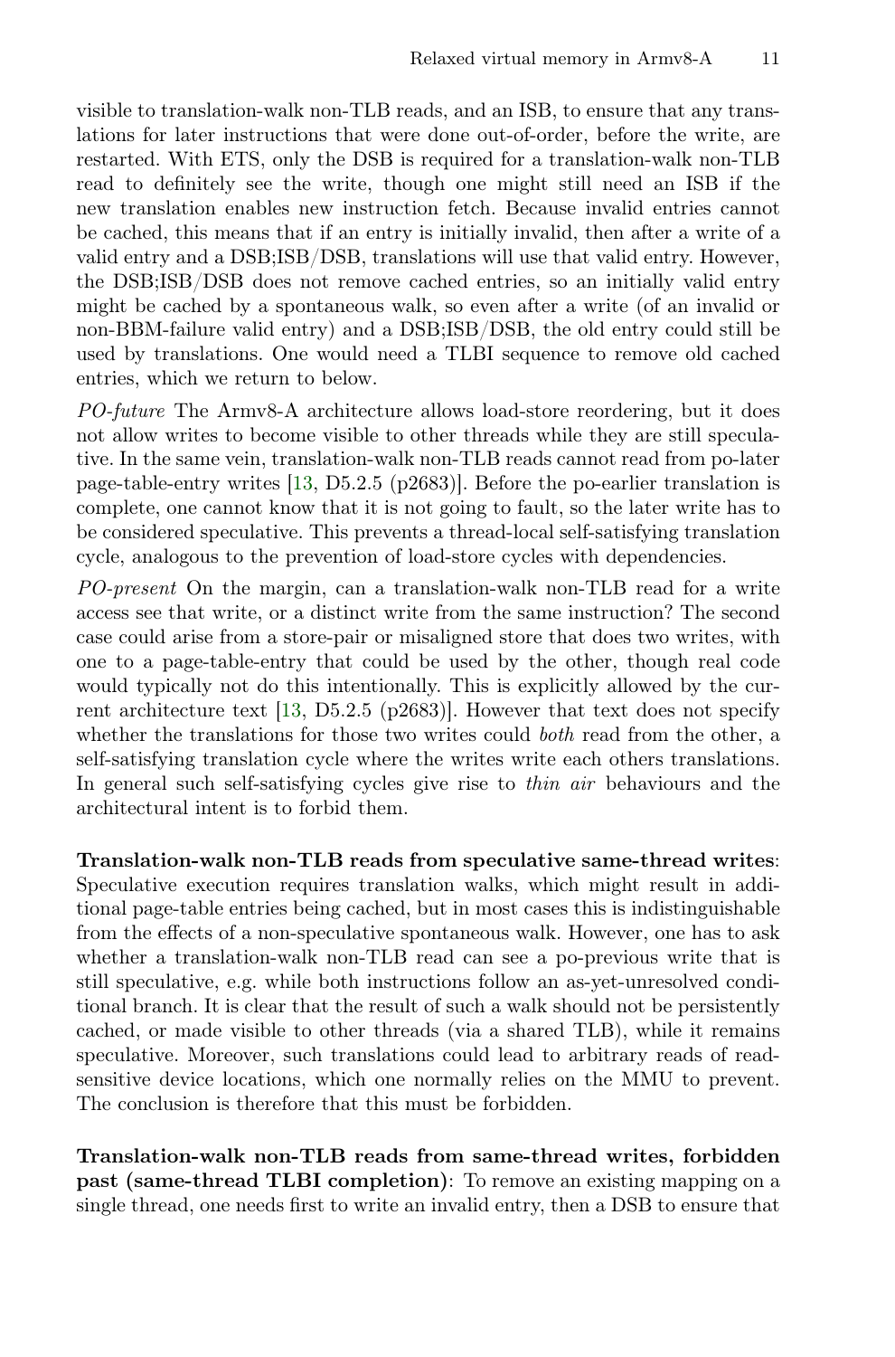visible to translation-walk non-TLB reads, and an ISB, to ensure that any translations for later instructions that were done out-of-order, before the write, are restarted. With ETS, only the DSB is required for a translation-walk non-TLB read to definitely see the write, though one might still need an ISB if the new translation enables new instruction fetch. Because invalid entries cannot be cached, this means that if an entry is initially invalid, then after a write of a valid entry and a DSB;ISB/DSB, translations will use that valid entry. However, the DSB;ISB/DSB does not remove cached entries, so an initially valid entry might be cached by a spontaneous walk, so even after a write (of an invalid or non-BBM-failure valid entry) and a DSB;ISB/DSB, the old entry could still be used by translations. One would need a TLBI sequence to remove old cached entries, which we return to below.

*PO-future* The Armv8-A architecture allows load-store reordering, but it does not allow writes to become visible to other threads while they are still speculative. In the same vein, translation-walk non-TLB reads cannot read from po-later page-table-entry writes [13, D5.2.5 (p2683)]. Before the po-earlier translation is complete, one cannot know that it is not going to fault, so the later write has to be considered speculative. This prevents a thread-local self-satisfying translation cycle, analogous to the prevention of load-store cycles with dependencies.

*PO-present* On the margin, can a translation-walk non-TLB read for a write access see that write, or a distinct write from the same instruction? The second case could arise from a store-pair or misaligned store that does two writes, with one to a page-table-entry that could be used by the other, though real code would typically not do this intentionally. This is explicitly allowed by the current architecture text [13, D5.2.5 (p2683)]. However that text does not specify whether the translations for those two writes could *both* read from the other, a self-satisfying translation cycle where the writes write each others translations. In general such self-satisfying cycles give rise to *thin air* behaviours and the architectural intent is to forbid them.

**Translation-walk non-TLB reads from speculative same-thread writes**: Speculative execution requires translation walks, which might result in additional page-table entries being cached, but in most cases this is indistinguishable from the effects of a non-speculative spontaneous walk. However, one has to ask whether a translation-walk non-TLB read can see a po-previous write that is still speculative, e.g. while both instructions follow an as-yet-unresolved conditional branch. It is clear that the result of such a walk should not be persistently cached, or made visible to other threads (via a shared TLB), while it remains speculative. Moreover, such translations could lead to arbitrary reads of read-sensitive device locations, which one normally relies on the MMU to prevent. The conclusion is therefore that this must be forbidden.

**Translation-walk non-TLB reads from same-thread writes, forbidden past (same-thread TLBI completion)**: To remove an existing mapping on a single thread, one needs first to write an invalid entry, then a DSB to ensure that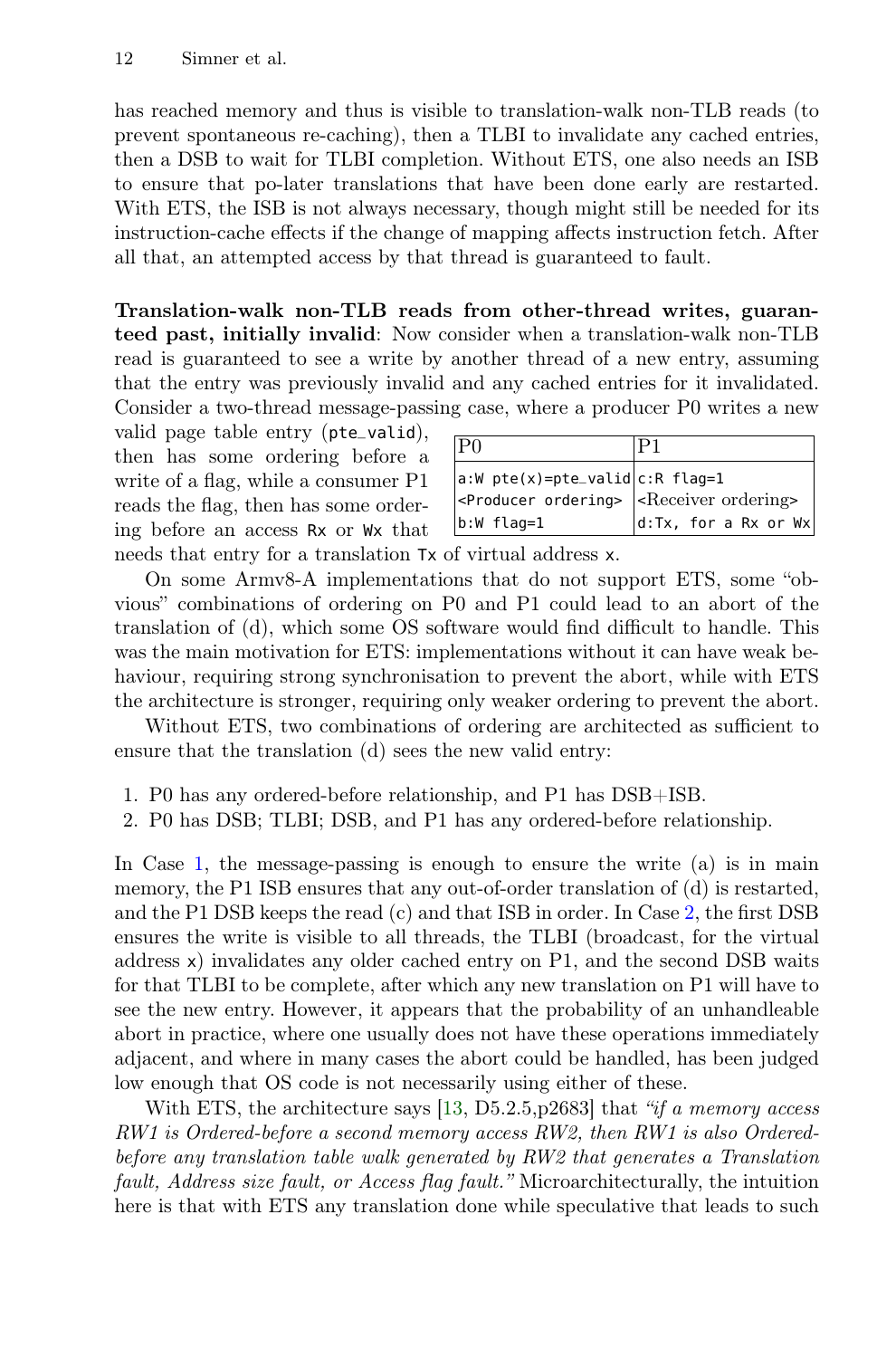has reached memory and thus is visible to translation-walk non-TLB reads (to prevent spontaneous re-caching), then a TLBI to invalidate any cached entries, then a DSB to wait for TLBI completion. Without ETS, one also needs an ISB to ensure that po-later translations that have been done early are restarted. With ETS, the ISB is not always necessary, though might still be needed for its instruction-cache effects if the change of mapping affects instruction fetch. After all that, an attempted access by that thread is guaranteed to fault.

**Translation-walk non-TLB reads from other-thread writes, guaranteed past, initially invalid**: Now consider when a translation-walk non-TLB read is guaranteed to see a write by another thread of a new entry, assuming that the entry was previously invalid and any cached entries for it invalidated. Consider a two-thread message-passing case, where a producer P0 writes a new valid page table entry (`pte_valid`), then has some ordering before a write of a flag, while a consumer P1 reads the flag, then has some ordering before an access `Rx` or `Wx` that needs that entry for a translation `Tx` of virtual address `x`.

| P0 | P1 |
|---|---|
| `a:W pte(x)=pte_valid` | `c:R flag=1` |
| `<Producer ordering>` | `<Receiver ordering>` |
| `b:W flag=1` | `d:Tx, for a Rx or Wx` |

On some Armv8-A implementations that do not support ETS, some "obvious" combinations of ordering on P0 and P1 could lead to an abort of the translation of (d), which some OS software would find difficult to handle. This was the main motivation for ETS: implementations without it can have weak behaviour, requiring strong synchronisation to prevent the abort, while with ETS the architecture is stronger, requiring only weaker ordering to prevent the abort.

Without ETS, two combinations of ordering are architected as sufficient to ensure that the translation (d) sees the new valid entry:

1. P0 has any ordered-before relationship, and P1 has DSB+ISB.
2. P0 has DSB; TLBI; DSB, and P1 has any ordered-before relationship.

In Case 1, the message-passing is enough to ensure the write (a) is in main memory, the P1 ISB ensures that any out-of-order translation of (d) is restarted, and the P1 DSB keeps the read (c) and that ISB in order. In Case 2, the first DSB ensures the write is visible to all threads, the TLBI (broadcast, for the virtual address `x`) invalidates any older cached entry on P1, and the second DSB waits for that TLBI to be complete, after which any new translation on P1 will have to see the new entry. However, it appears that the probability of an unhandleable abort in practice, where one usually does not have these operations immediately adjacent, and where in many cases the abort could be handled, has been judged low enough that OS code is not necessarily using either of these.

With ETS, the architecture says [13, D5.2.5,p2683] that *"if a memory access RW1 is Ordered-before a second memory access RW2, then RW1 is also Ordered-before any translation table walk generated by RW2 that generates a Translation fault, Address size fault, or Access flag fault."* Microarchitecturally, the intuition here is that with ETS any translation done while speculative that leads to such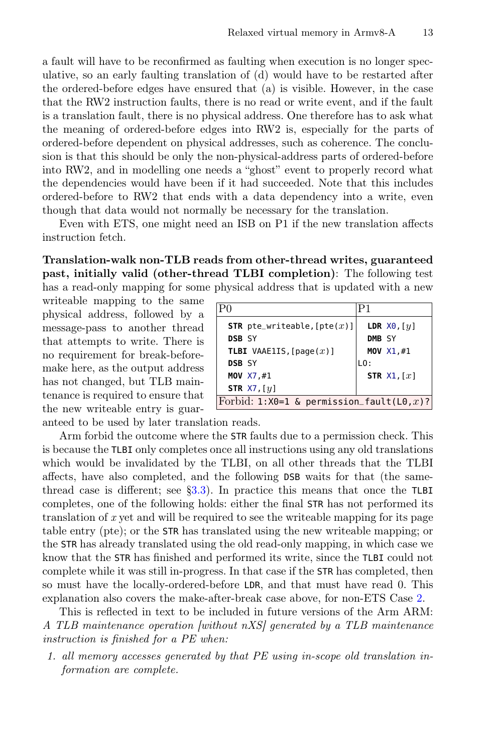a fault will have to be reconfirmed as faulting when execution is no longer speculative, so an early faulting translation of (d) would have to be restarted after the ordered-before edges have ensured that (a) is visible. However, in the case that the RW2 instruction faults, there is no read or write event, and if the fault is a translation fault, there is no physical address. One therefore has to ask what the meaning of ordered-before edges into RW2 is, especially for the parts of ordered-before dependent on physical addresses, such as coherence. The conclusion is that this should be only the non-physical-address parts of ordered-before into RW2, and in modelling one needs a "ghost" event to properly record what the dependencies would have been if it had succeeded. Note that this includes ordered-before to RW2 that ends with a data dependency into a write, even though that data would not normally be necessary for the translation.

Even with ETS, one might need an ISB on P1 if the new translation affects instruction fetch.

**Translation-walk non-TLB reads from other-thread writes, guaranteed past, initially valid (other-thread TLBI completion)**: The following test has a read-only mapping for some physical address that is updated with a new writeable mapping to the same physical address, followed by a message-pass to another thread that attempts to write. There is no requirement for break-before-make here, as the output address has not changed, but TLB maintenance is required to ensure that the new writeable entry is guaranteed to be used by later translation reads.

| P0 | P1 |
|---|---|
| `STR pte_writeable,[pte(x)]`<br>`DSB SY`<br>`TLBI VAAE1IS,[page(x)]`<br>`DSB SY`<br>`MOV X7,#1`<br>`STR X7,[y]` | `LDR X0,[y]`<br>`DMB SY`<br>`MOV X1,#1`<br>`L0:`<br>`STR X1,[x]` |
| Forbid: `1:X0=1 & permission_fault(L0,x)?` | |

Arm forbid the outcome where the STR faults due to a permission check. This is because the TLBI only completes once all instructions using any old translations which would be invalidated by the TLBI, on all other threads that the TLBI affects, have also completed, and the following DSB waits for that (the same-thread case is different; see §3.3). In practice this means that once the TLBI completes, one of the following holds: either the final STR has not performed its translation of $x$ yet and will be required to see the writeable mapping for its page table entry (pte); or the STR has translated using the new writeable mapping; or the STR has already translated using the old read-only mapping, in which case we know that the STR has finished and performed its write, since the TLBI could not complete while it was still in-progress. In that case if the STR has completed, then so must have the locally-ordered-before LDR, and that must have read 0. This explanation also covers the make-after-break case above, for non-ETS Case 2.

This is reflected in text to be included in future versions of the Arm ARM: *A TLB maintenance operation [without nXS] generated by a TLB maintenance instruction is finished for a PE when:*

1. *all memory accesses generated by that PE using in-scope old translation information are complete.*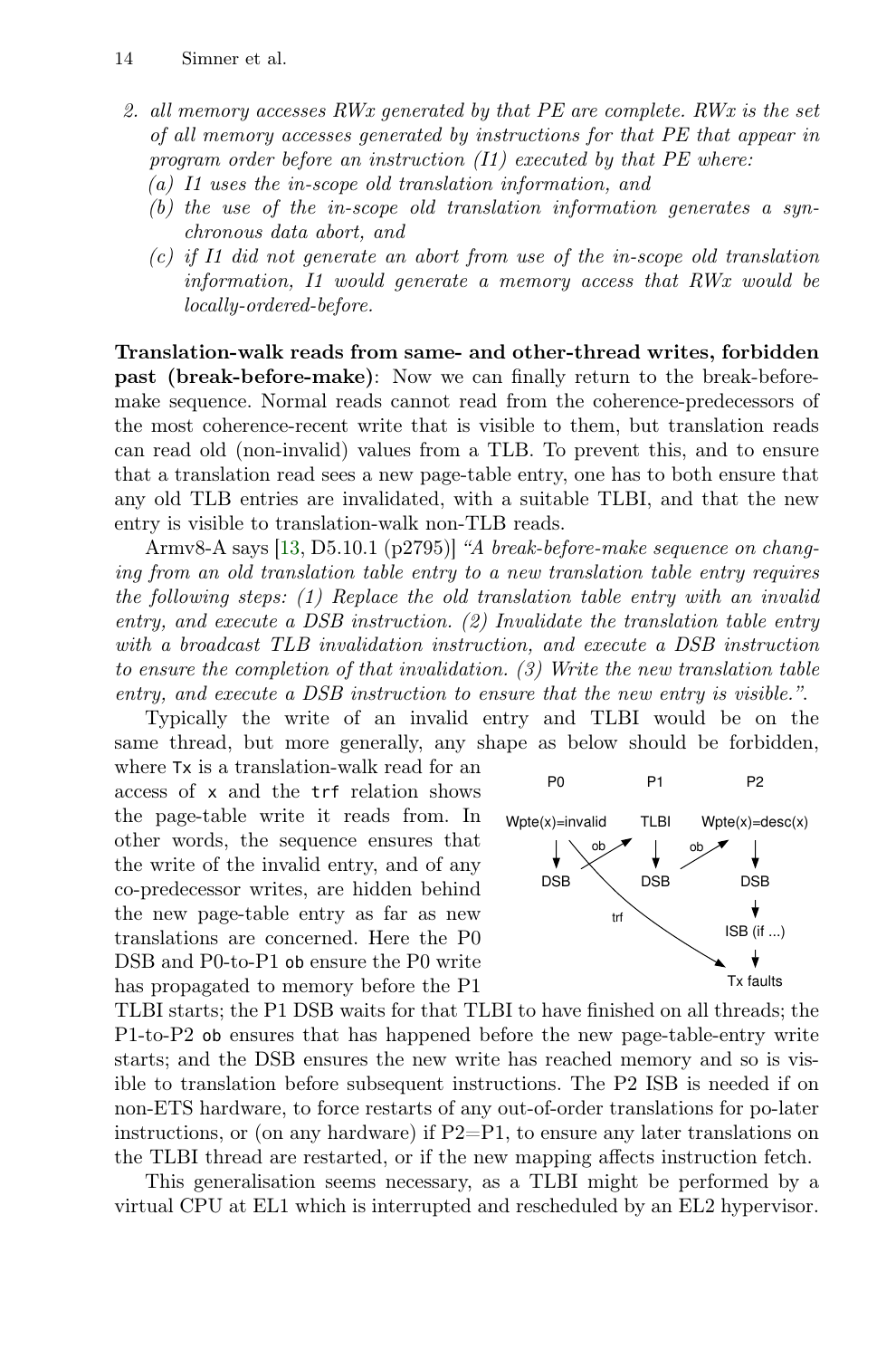2. *all memory accesses RWx generated by that PE are complete. RWx is the set of all memory accesses generated by instructions for that PE that appear in program order before an instruction (I1) executed by that PE where:*
   *(a) I1 uses the in-scope old translation information, and*
   *(b) the use of the in-scope old translation information generates a synchronous data abort, and*
   *(c) if I1 did not generate an abort from use of the in-scope old translation information, I1 would generate a memory access that RWx would be locally-ordered-before.*

**Translation-walk reads from same- and other-thread writes, forbidden past (break-before-make)**: Now we can finally return to the break-before-make sequence. Normal reads cannot read from the coherence-predecessors of the most coherence-recent write that is visible to them, but translation reads can read old (non-invalid) values from a TLB. To prevent this, and to ensure that a translation read sees a new page-table entry, one has to both ensure that any old TLB entries are invalidated, with a suitable TLBI, and that the new entry is visible to translation-walk non-TLB reads.

Armv8-A says [13, D5.10.1 (p2795)] *"A break-before-make sequence on changing from an old translation table entry to a new translation table entry requires the following steps: (1) Replace the old translation table entry with an invalid entry, and execute a DSB instruction. (2) Invalidate the translation table entry with a broadcast TLB invalidation instruction, and execute a DSB instruction to ensure the completion of that invalidation. (3) Write the new translation table entry, and execute a DSB instruction to ensure that the new entry is visible."*.

Typically the write of an invalid entry and TLBI would be on the same thread, but more generally, any shape as below should be forbidden, where `Tx` is a translation-walk read for an access of `x` and the `trf` relation shows the page-table write it reads from. In other words, the sequence ensures that the write of the invalid entry, and of any co-predecessor writes, are hidden behind the new page-table entry as far as new translations are concerned. Here the P0 DSB and P0-to-P1 `ob` ensure the P0 write has propagated to memory before the P1 TLBI starts; the P1 DSB waits for that TLBI to have finished on all threads; the P1-to-P2 `ob` ensures that has happened before the new page-table-entry write starts; and the DSB ensures the new write has reached memory and so is visible to translation before subsequent instructions. The P2 ISB is needed if on non-ETS hardware, to force restarts of any out-of-order translations for po-later instructions, or (on any hardware) if P2=P1, to ensure any later translations on the TLBI thread are restarted, or if the new mapping affects instruction fetch.

| P0 | P1 | P2 |
|---|---|---|
| Wpte(x)=invalid | TLBI | Wpte(x)=desc(x) |
| DSB | DSB | DSB |
| | | ISB (if ...) |
| | | Tx faults |

(Edges: P0 DSB —ob→ P1 TLBI; P1 DSB —ob→ P2 Wpte(x)=desc(x); P0 Wpte(x)=invalid —trf→ P2 Tx faults)

This generalisation seems necessary, as a TLBI might be performed by a virtual CPU at EL1 which is interrupted and rescheduled by an EL2 hypervisor.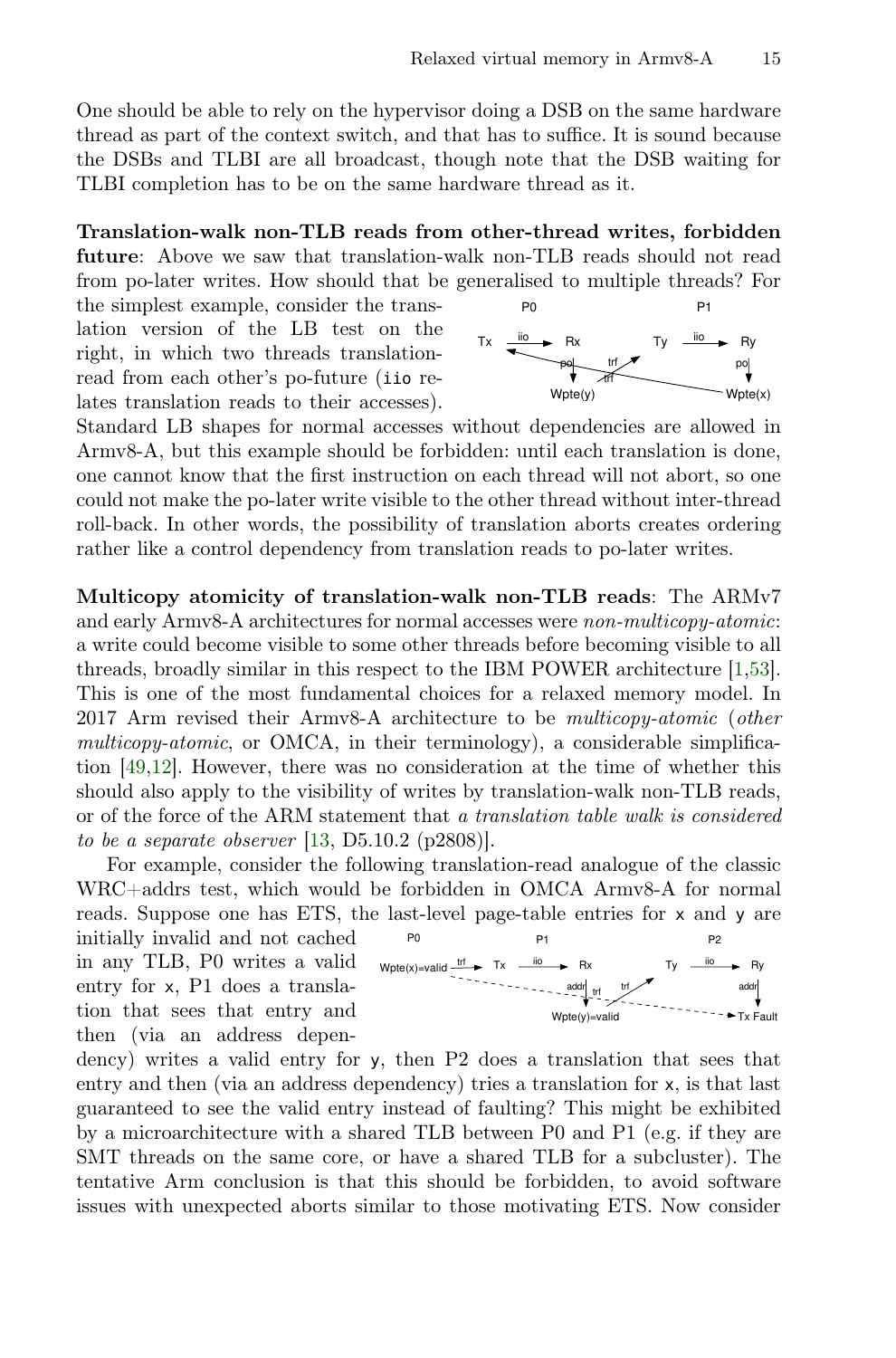One should be able to rely on the hypervisor doing a DSB on the same hardware thread as part of the context switch, and that has to suffice. It is sound because the DSBs and TLBI are all broadcast, though note that the DSB waiting for TLBI completion has to be on the same hardware thread as it.

**Translation-walk non-TLB reads from other-thread writes, forbidden future**: Above we saw that translation-walk non-TLB reads should not read from po-later writes. How should that be generalised to multiple threads? For the simplest example, consider the translation version of the LB test on the right, in which two threads translation-read from each other's po-future (`iio` relates translation reads to their accesses). Standard LB shapes for normal accesses without dependencies are allowed in Armv8-A, but this example should be forbidden: until each translation is done, one cannot know that the first instruction on each thread will not abort, so one could not make the po-later write visible to the other thread without inter-thread roll-back. In other words, the possibility of translation aborts creates ordering rather like a control dependency from translation reads to po-later writes.

**Multicopy atomicity of translation-walk non-TLB reads**: The ARMv7 and early Armv8-A architectures for normal accesses were *non-multicopy-atomic*: a write could become visible to some other threads before becoming visible to all threads, broadly similar in this respect to the IBM POWER architecture [1,53]. This is one of the most fundamental choices for a relaxed memory model. In 2017 Arm revised their Armv8-A architecture to be *multicopy-atomic* (*other multicopy-atomic*, or OMCA, in their terminology), a considerable simplification [49,12]. However, there was no consideration at the time of whether this should also apply to the visibility of writes by translation-walk non-TLB reads, or of the force of the ARM statement that *a translation table walk is considered to be a separate observer* [13, D5.10.2 (p2808)].

For example, consider the following translation-read analogue of the classic WRC+addrs test, which would be forbidden in OMCA Armv8-A for normal reads. Suppose one has ETS, the last-level page-table entries for `x` and `y` are initially invalid and not cached in any TLB, P0 writes a valid entry for `x`, P1 does a translation that sees that entry and then (via an address dependency) writes a valid entry for `y`, then P2 does a translation that sees that entry and then (via an address dependency) tries a translation for `x`, is that last guaranteed to see the valid entry instead of faulting? This might be exhibited by a microarchitecture with a shared TLB between P0 and P1 (e.g. if they are SMT threads on the same core, or have a shared TLB for a subcluster). The tentative Arm conclusion is that this should be forbidden, to avoid software issues with unexpected aborts similar to those motivating ETS. Now consider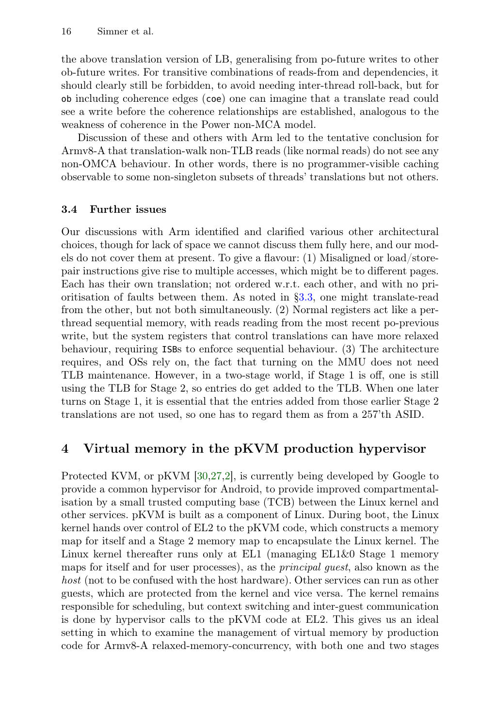the above translation version of LB, generalising from po-future writes to other ob-future writes. For transitive combinations of reads-from and dependencies, it should clearly still be forbidden, to avoid needing inter-thread roll-back, but for `ob` including coherence edges (`coe`) one can imagine that a translate read could see a write before the coherence relationships are established, analogous to the weakness of coherence in the Power non-MCA model.

Discussion of these and others with Arm led to the tentative conclusion for Armv8-A that translation-walk non-TLB reads (like normal reads) do not see any non-OMCA behaviour. In other words, there is no programmer-visible caching observable to some non-singleton subsets of threads' translations but not others.

### 3.4 Further issues

Our discussions with Arm identified and clarified various other architectural choices, though for lack of space we cannot discuss them fully here, and our models do not cover them at present. To give a flavour: (1) Misaligned or load/store-pair instructions give rise to multiple accesses, which might be to different pages. Each has their own translation; not ordered w.r.t. each other, and with no prioritisation of faults between them. As noted in §3.3, one might translate-read from the other, but not both simultaneously. (2) Normal registers act like a per-thread sequential memory, with reads reading from the most recent po-previous write, but the system registers that control translations can have more relaxed behaviour, requiring `ISB`s to enforce sequential behaviour. (3) The architecture requires, and OSs rely on, the fact that turning on the MMU does not need TLB maintenance. However, in a two-stage world, if Stage 1 is off, one is still using the TLB for Stage 2, so entries do get added to the TLB. When one later turns on Stage 1, it is essential that the entries added from those earlier Stage 2 translations are not used, so one has to regard them as from a 257'th ASID.

## 4 Virtual memory in the pKVM production hypervisor

Protected KVM, or pKVM [30,27,2], is currently being developed by Google to provide a common hypervisor for Android, to provide improved compartmentalisation by a small trusted computing base (TCB) between the Linux kernel and other services. pKVM is built as a component of Linux. During boot, the Linux kernel hands over control of EL2 to the pKVM code, which constructs a memory map for itself and a Stage 2 memory map to encapsulate the Linux kernel. The Linux kernel thereafter runs only at EL1 (managing EL1&0 Stage 1 memory maps for itself and for user processes), as the *principal guest*, also known as the *host* (not to be confused with the host hardware). Other services can run as other guests, which are protected from the kernel and vice versa. The kernel remains responsible for scheduling, but context switching and inter-guest communication is done by hypervisor calls to the pKVM code at EL2. This gives us an ideal setting in which to examine the management of virtual memory by production code for Armv8-A relaxed-memory-concurrency, with both one and two stages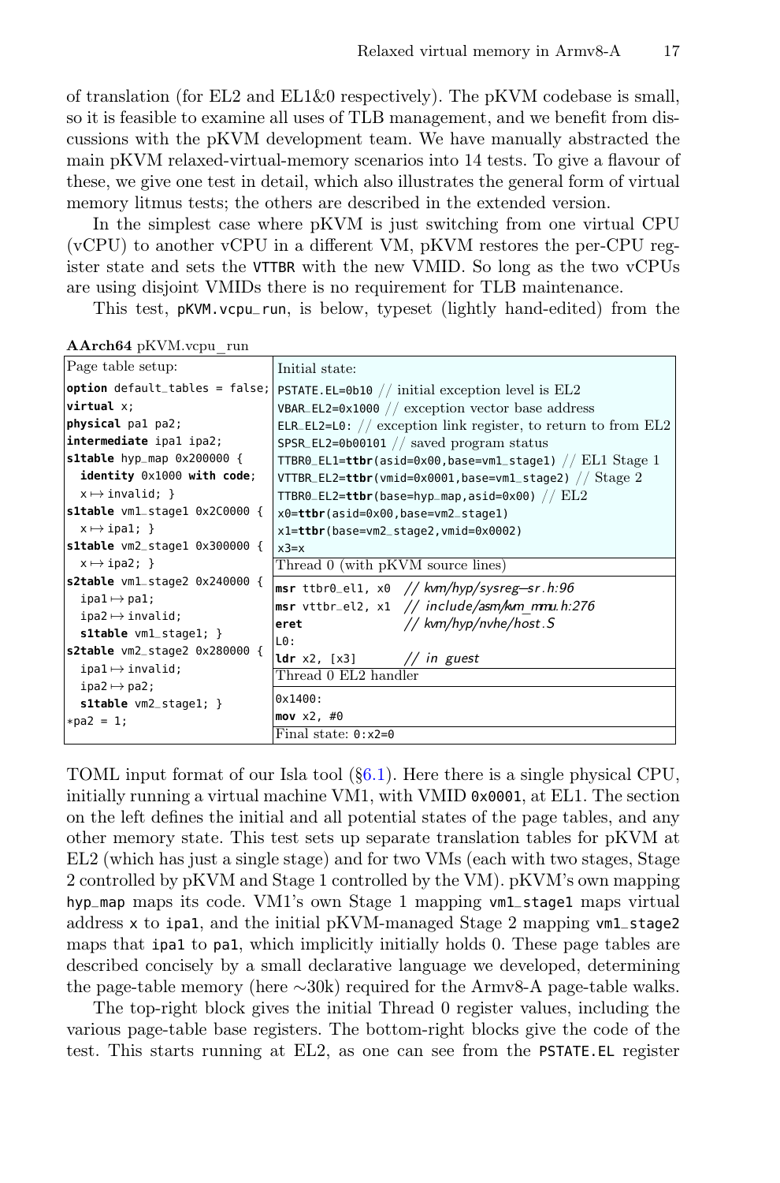of translation (for EL2 and EL1&0 respectively). The pKVM codebase is small, so it is feasible to examine all uses of TLB management, and we benefit from discussions with the pKVM development team. We have manually abstracted the main pKVM relaxed-virtual-memory scenarios into 14 tests. To give a flavour of these, we give one test in detail, which also illustrates the general form of virtual memory litmus tests; the others are described in the extended version.

In the simplest case where pKVM is just switching from one virtual CPU (vCPU) to another vCPU in a different VM, pKVM restores the per-CPU register state and sets the `VTTBR` with the new VMID. So long as the two vCPUs are using disjoint VMIDs there is no requirement for TLB maintenance.

This test, `pKVM.vcpu_run`, is below, typeset (lightly hand-edited) from the

**AArch64** pKVM.vcpu_run

| Page table setup: | Initial state: |
|---|---|
| `option default_tables = false;`<br>`virtual x;`<br>`physical pa1 pa2;`<br>`intermediate ipa1 ipa2;`<br>`s1table hyp_map 0x200000 {`<br>`  identity 0x1000 with code;`<br>`  x ↦ invalid; }`<br>`s1table vm1_stage1 0x2C0000 {`<br>`  x ↦ ipa1; }`<br>`s1table vm2_stage1 0x300000 {`<br>`  x ↦ ipa2; }`<br>`s2table vm1_stage2 0x240000 {`<br>`  ipa1 ↦ pa1;`<br>`  ipa2 ↦ invalid;`<br>`  s1table vm1_stage1; }`<br>`s2table vm2_stage2 0x280000 {`<br>`  ipa1 ↦ invalid;`<br>`  ipa2 ↦ pa2;`<br>`  s1table vm2_stage1; }`<br>`*pa2 = 1;` | `PSTATE.EL=0b10` // initial exception level is EL2<br>`VBAR_EL2=0x1000` // exception vector base address<br>`ELR_EL2=L0:` // exception link register, to return to from EL2<br>`SPSR_EL2=0b00101` // saved program status<br>`TTBR0_EL1=ttbr(asid=0x00,base=vm1_stage1)` // EL1 Stage 1<br>`VTTBR_EL2=ttbr(vmid=0x0001,base=vm1_stage2)` // Stage 2<br>`TTBR0_EL2=ttbr(base=hyp_map,asid=0x00)` // EL2<br>`x0=ttbr(asid=0x00,base=vm2_stage1)`<br>`x1=ttbr(base=vm2_stage2,vmid=0x0002)`<br>`x3=x`<br><br>Thread 0 (with pKVM source lines)<br>`msr ttbr0_el1, x0  // kvm/hyp/sysreg-sr.h:96`<br>`msr vttbr_el2, x1  // include/asm/kvm_mmu.h:276`<br>`eret               // kvm/hyp/nvhe/host.S`<br>`L0:`<br>`ldr x2, [x3]       // in guest`<br><br>Thread 0 EL2 handler<br>`0x1400:`<br>`mov x2, #0`<br><br>Final state: `0:x2=0` |

TOML input format of our Isla tool (§6.1). Here there is a single physical CPU, initially running a virtual machine VM1, with VMID `0x0001`, at EL1. The section on the left defines the initial and all potential states of the page tables, and any other memory state. This test sets up separate translation tables for pKVM at EL2 (which has just a single stage) and for two VMs (each with two stages, Stage 2 controlled by pKVM and Stage 1 controlled by the VM). pKVM's own mapping `hyp_map` maps its code. VM1's own Stage 1 mapping `vm1_stage1` maps virtual address `x` to `ipa1`, and the initial pKVM-managed Stage 2 mapping `vm1_stage2` maps that `ipa1` to `pa1`, which implicitly initially holds 0. These page tables are described concisely by a small declarative language we developed, determining the page-table memory (here ~30k) required for the Armv8-A page-table walks.

The top-right block gives the initial Thread 0 register values, including the various page-table base registers. The bottom-right blocks give the code of the test. This starts running at EL2, as one can see from the `PSTATE.EL` register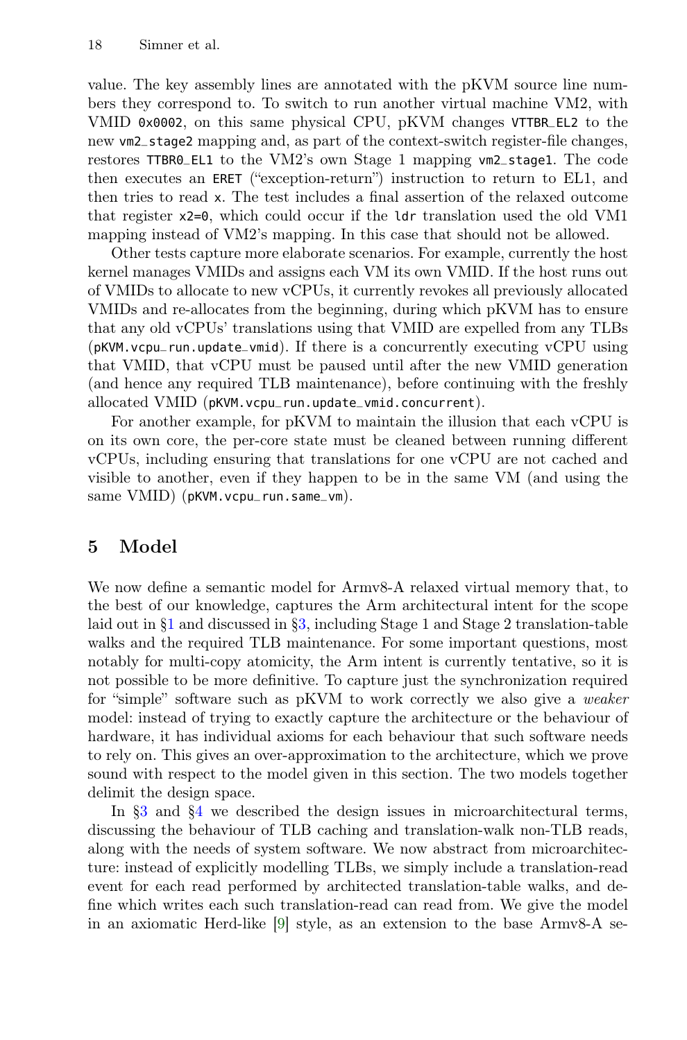value. The key assembly lines are annotated with the pKVM source line numbers they correspond to. To switch to run another virtual machine VM2, with VMID `0x0002`, on this same physical CPU, pKVM changes `VTTBR_EL2` to the new `vm2_stage2` mapping and, as part of the context-switch register-file changes, restores `TTBR0_EL1` to the VM2's own Stage 1 mapping `vm2_stage1`. The code then executes an `ERET` ("exception-return") instruction to return to EL1, and then tries to read `x`. The test includes a final assertion of the relaxed outcome that register `x2=0`, which could occur if the `ldr` translation used the old VM1 mapping instead of VM2's mapping. In this case that should not be allowed.

Other tests capture more elaborate scenarios. For example, currently the host kernel manages VMIDs and assigns each VM its own VMID. If the host runs out of VMIDs to allocate to new vCPUs, it currently revokes all previously allocated VMIDs and re-allocates from the beginning, during which pKVM has to ensure that any old vCPUs' translations using that VMID are expelled from any TLBs (`pKVM.vcpu_run.update_vmid`). If there is a concurrently executing vCPU using that VMID, that vCPU must be paused until after the new VMID generation (and hence any required TLB maintenance), before continuing with the freshly allocated VMID (`pKVM.vcpu_run.update_vmid.concurrent`).

For another example, for pKVM to maintain the illusion that each vCPU is on its own core, the per-core state must be cleaned between running different vCPUs, including ensuring that translations for one vCPU are not cached and visible to another, even if they happen to be in the same VM (and using the same VMID) (`pKVM.vcpu_run.same_vm`).

## 5 Model

We now define a semantic model for Armv8-A relaxed virtual memory that, to the best of our knowledge, captures the Arm architectural intent for the scope laid out in §1 and discussed in §3, including Stage 1 and Stage 2 translation-table walks and the required TLB maintenance. For some important questions, most notably for multi-copy atomicity, the Arm intent is currently tentative, so it is not possible to be more definitive. To capture just the synchronization required for "simple" software such as pKVM to work correctly we also give a *weaker* model: instead of trying to exactly capture the architecture or the behaviour of hardware, it has individual axioms for each behaviour that such software needs to rely on. This gives an over-approximation to the architecture, which we prove sound with respect to the model given in this section. The two models together delimit the design space.

In §3 and §4 we described the design issues in microarchitectural terms, discussing the behaviour of TLB caching and translation-walk non-TLB reads, along with the needs of system software. We now abstract from microarchitecture: instead of explicitly modelling TLBs, we simply include a translation-read event for each read performed by architected translation-table walks, and define which writes each such translation-read can read from. We give the model in an axiomatic Herd-like [9] style, as an extension to the base Armv8-A se-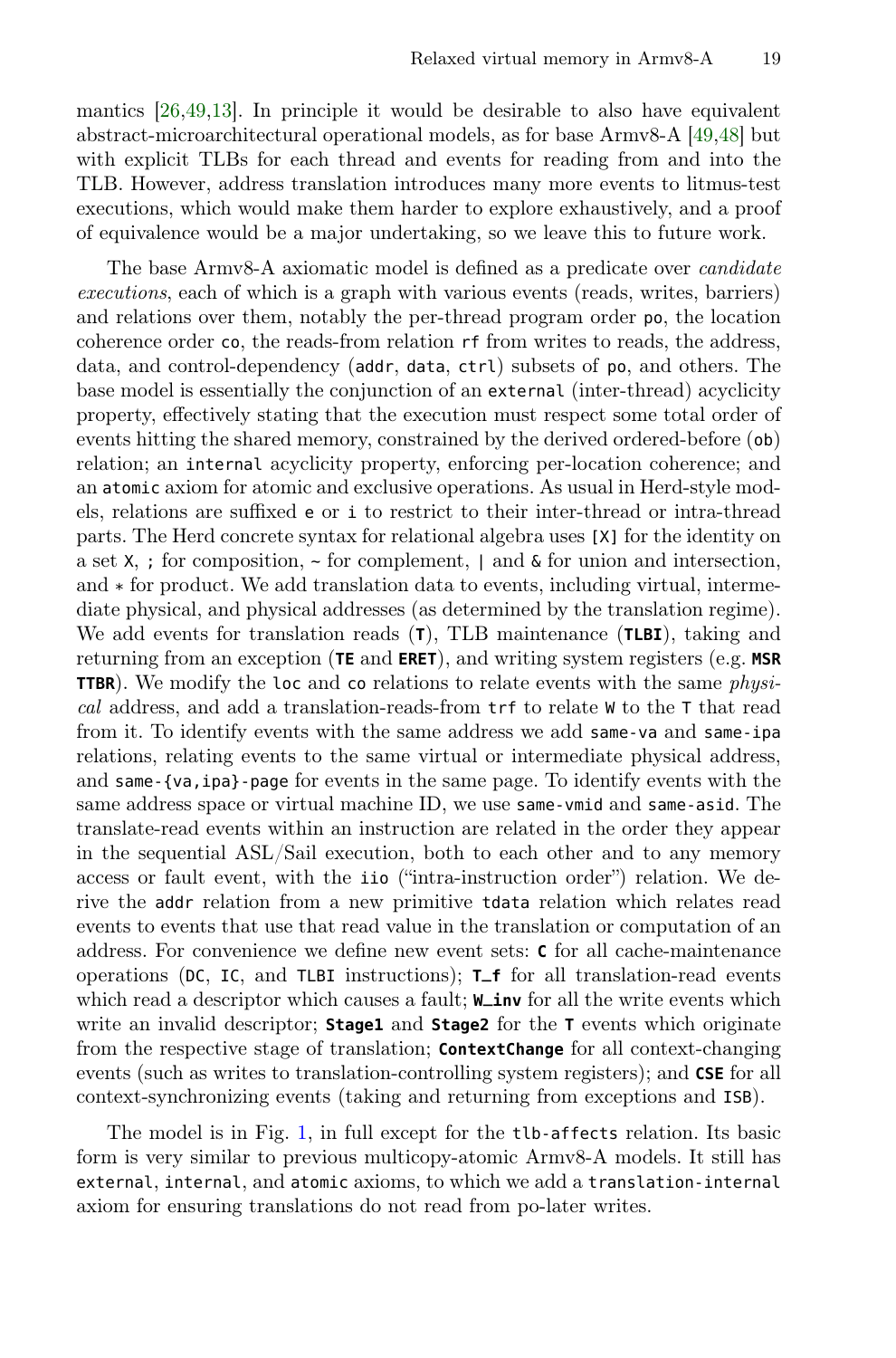mantics [26,49,13]. In principle it would be desirable to also have equivalent abstract-microarchitectural operational models, as for base Armv8-A [49,48] but with explicit TLBs for each thread and events for reading from and into the TLB. However, address translation introduces many more events to litmus-test executions, which would make them harder to explore exhaustively, and a proof of equivalence would be a major undertaking, so we leave this to future work.

The base Armv8-A axiomatic model is defined as a predicate over *candidate executions*, each of which is a graph with various events (reads, writes, barriers) and relations over them, notably the per-thread program order `po`, the location coherence order `co`, the reads-from relation `rf` from writes to reads, the address, data, and control-dependency (`addr`, `data`, `ctrl`) subsets of `po`, and others. The base model is essentially the conjunction of an `external` (inter-thread) acyclicity property, effectively stating that the execution must respect some total order of events hitting the shared memory, constrained by the derived ordered-before (`ob`) relation; an `internal` acyclicity property, enforcing per-location coherence; and an `atomic` axiom for atomic and exclusive operations. As usual in Herd-style models, relations are suffixed `e` or `i` to restrict to their inter-thread or intra-thread parts. The Herd concrete syntax for relational algebra uses `[X]` for the identity on a set `X`, `;` for composition, `~` for complement, `|` and `&` for union and intersection, and ∗ for product. We add translation data to events, including virtual, intermediate physical, and physical addresses (as determined by the translation regime). We add events for translation reads (**`T`**), TLB maintenance (**`TLBI`**), taking and returning from an exception (**`TE`** and **`ERET`**), and writing system registers (e.g. **`MSR TTBR`**). We modify the `loc` and `co` relations to relate events with the same *physical* address, and add a translation-reads-from `trf` to relate `W` to the `T` that read from it. To identify events with the same address we add `same-va` and `same-ipa` relations, relating events to the same virtual or intermediate physical address, and `same-{va,ipa}-page` for events in the same page. To identify events with the same address space or virtual machine ID, we use `same-vmid` and `same-asid`. The translate-read events within an instruction are related in the order they appear in the sequential ASL/Sail execution, both to each other and to any memory access or fault event, with the `iio` ("intra-instruction order") relation. We derive the `addr` relation from a new primitive `tdata` relation which relates read events to events that use that read value in the translation or computation of an address. For convenience we define new event sets: **`C`** for all cache-maintenance operations (`DC`, `IC`, and `TLBI` instructions); **`T_f`** for all translation-read events which read a descriptor which causes a fault; **`W_inv`** for all the write events which write an invalid descriptor; **`Stage1`** and **`Stage2`** for the **`T`** events which originate from the respective stage of translation; **`ContextChange`** for all context-changing events (such as writes to translation-controlling system registers); and **`CSE`** for all context-synchronizing events (taking and returning from exceptions and `ISB`).

The model is in Fig. 1, in full except for the `tlb-affects` relation. Its basic form is very similar to previous multicopy-atomic Armv8-A models. It still has `external`, `internal`, and `atomic` axioms, to which we add a `translation-internal` axiom for ensuring translations do not read from po-later writes.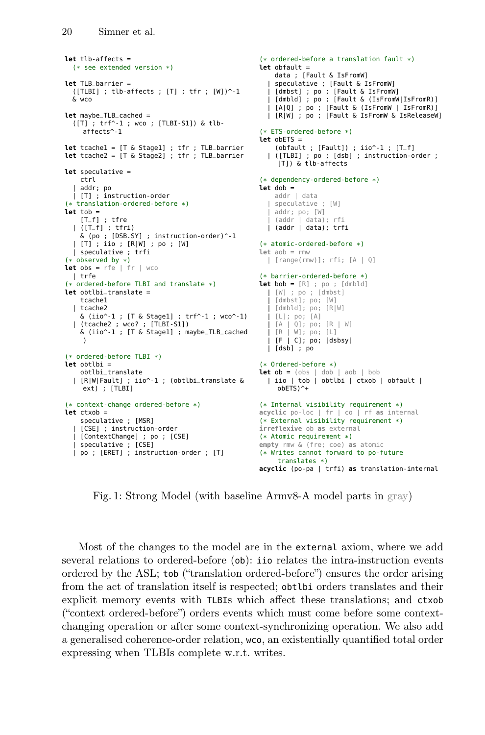```
let tlb-affects =
  (* see extended version *)

let TLB_barrier =
  ([TLBI] ; tlb-affects ; [T] ; tfr ; [W])^-1
  & wco

let maybe_TLB_cached =
  ([T] ; trf^-1 ; wco ; [TLBI-S1]) & tlb-
     affects^-1

let tcache1 = [T & Stage1] ; tfr ; TLB_barrier
let tcache2 = [T & Stage2] ; tfr ; TLB_barrier

let speculative =
    ctrl
  | addr; po
  | [T] ; instruction-order
(* translation-ordered-before *)
let tob =
    [T_f] ; tfre
  | ([T_f] ; tfri)
    & (po ; [DSB.SY] ; instruction-order)^-1
  | [T] ; iio ; [R|W] ; po ; [W]
  | speculative ; trfi
(* observed by *)
let obs = rfe | fr | wco
  | trfe
(* ordered-before TLBI and translate *)
let obtlbi_translate =
    tcache1
  | tcache2
    & (iio^-1 ; [T & Stage1] ; trf^-1 ; wco^-1)
  | (tcache2 ; wco? ; [TLBI-S1])
    & (iio^-1 ; [T & Stage1] ; maybe_TLB_cached
     )

(* ordered-before TLBI *)
let obtlbi =
    obtlbi_translate
  | [R|W|Fault] ; iio^-1 ; (obtlbi_translate &
     ext) ; [TLBI]

(* context-change ordered-before *)
let ctxob =
    speculative ; [MSR]
  | [CSE] ; instruction-order
  | [ContextChange] ; po ; [CSE]
  | speculative ; [CSE]
  | po ; [ERET] ; instruction-order ; [T]

(* ordered-before a translation fault *)
let obfault =
    data ; [Fault & IsFromW]
  | speculative ; [Fault & IsFromW]
  | [dmbst] ; po ; [Fault & IsFromW]
  | [dmbld] ; po ; [Fault & (IsFromW|IsFromR)]
  | [A|Q] ; po ; [Fault & (IsFromW | IsFromR)]
  | [R|W] ; po ; [Fault & IsFromW & IsReleaseW]

(* ETS-ordered-before *)
let obETS =
    (obfault ; [Fault]) ; iio^-1 ; [T_f]
  | ([TLBI] ; po ; [dsb] ; instruction-order ;
     [T]) & tlb-affects

(* dependency-ordered-before *)
let dob =
    addr | data
  | speculative ; [W]
  | addr; po; [W]
  | (addr | data); rfi
  | (addr | data); trfi

(* atomic-ordered-before *)
let aob = rmw
  | [range(rmw)]; rfi; [A | Q]

(* barrier-ordered-before *)
let bob = [R] ; po ; [dmbld]
  | [W] ; po ; [dmbst]
  | [dmbst]; po; [W]
  | [dmbld]; po; [R|W]
  | [L]; po; [A]
  | [A | Q]; po; [R | W]
  | [R | W]; po; [L]
  | [F | C]; po; [dsbsy]
  | [dsb] ; po

(* Ordered-before *)
let ob = (obs | dob | aob | bob
  | iio | tob | obtlbi | ctxob | obfault |
    obETS)^+

(* Internal visibility requirement *)
acyclic po-loc | fr | co | rf as internal
(* External visibility requirement *)
irreflexive ob as external
(* Atomic requirement *)
empty rmw & (fre; coe) as atomic
(* Writes cannot forward to po-future
    translates *)
acyclic (po-pa | trfi) as translation-internal
```

Fig. 1: Strong Model (with baseline Armv8-A model parts in gray)

Most of the changes to the model are in the `external` axiom, where we add several relations to ordered-before (`ob`): `iio` relates the intra-instruction events ordered by the ASL; `tob` ("translation ordered-before") ensures the order arising from the act of translation itself is respected; `obtlbi` orders translates and their explicit memory events with `TLBI`s which affect these translations; and `ctxob` ("context ordered-before") orders events which must come before some context-changing operation or after some context-synchronizing operation. We also add a generalised coherence-order relation, `wco`, an existentially quantified total order expressing when TLBIs complete w.r.t. writes.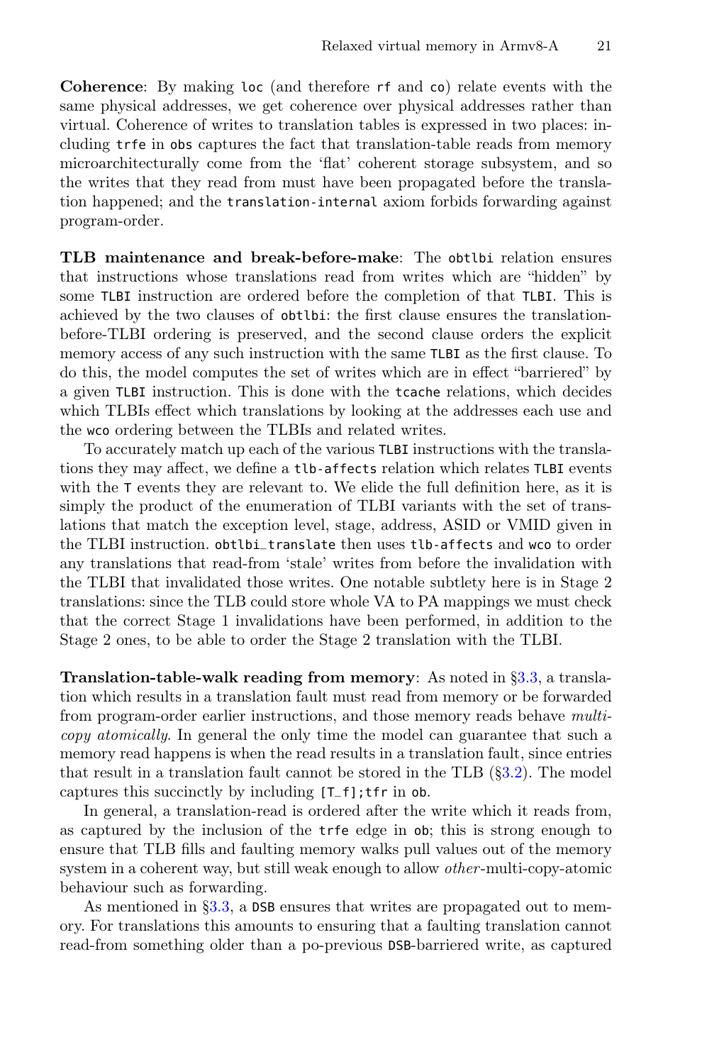**Coherence**: By making `loc` (and therefore `rf` and `co`) relate events with the same physical addresses, we get coherence over physical addresses rather than virtual. Coherence of writes to translation tables is expressed in two places: including `trfe` in `obs` captures the fact that translation-table reads from memory microarchitecturally come from the 'flat' coherent storage subsystem, and so the writes that they read from must have been propagated before the translation happened; and the `translation-internal` axiom forbids forwarding against program-order.

**TLB maintenance and break-before-make**: The `obtlbi` relation ensures that instructions whose translations read from writes which are "hidden" by some `TLBI` instruction are ordered before the completion of that `TLBI`. This is achieved by the two clauses of `obtlbi`: the first clause ensures the translation-before-TLBI ordering is preserved, and the second clause orders the explicit memory access of any such instruction with the same `TLBI` as the first clause. To do this, the model computes the set of writes which are in effect "barriered" by a given `TLBI` instruction. This is done with the `tcache` relations, which decides which TLBIs effect which translations by looking at the addresses each use and the `wco` ordering between the TLBIs and related writes.

To accurately match up each of the various `TLBI` instructions with the translations they may affect, we define a `tlb-affects` relation which relates `TLBI` events with the `T` events they are relevant to. We elide the full definition here, as it is simply the product of the enumeration of TLBI variants with the set of translations that match the exception level, stage, address, ASID or VMID given in the TLBI instruction. `obtlbi_translate` then uses `tlb-affects` and `wco` to order any translations that read-from 'stale' writes from before the invalidation with the TLBI that invalidated those writes. One notable subtlety here is in Stage 2 translations: since the TLB could store whole VA to PA mappings we must check that the correct Stage 1 invalidations have been performed, in addition to the Stage 2 ones, to be able to order the Stage 2 translation with the TLBI.

**Translation-table-walk reading from memory**: As noted in §3.3, a translation which results in a translation fault must read from memory or be forwarded from program-order earlier instructions, and those memory reads behave *multi-copy atomically*. In general the only time the model can guarantee that such a memory read happens is when the read results in a translation fault, since entries that result in a translation fault cannot be stored in the TLB (§3.2). The model captures this succinctly by including `[T_f];tfr` in `ob`.

In general, a translation-read is ordered after the write which it reads from, as captured by the inclusion of the `trfe` edge in `ob`; this is strong enough to ensure that TLB fills and faulting memory walks pull values out of the memory system in a coherent way, but still weak enough to allow *other*-multi-copy-atomic behaviour such as forwarding.

As mentioned in §3.3, a `DSB` ensures that writes are propagated out to memory. For translations this amounts to ensuring that a faulting translation cannot read-from something older than a po-previous `DSB`-barriered write, as captured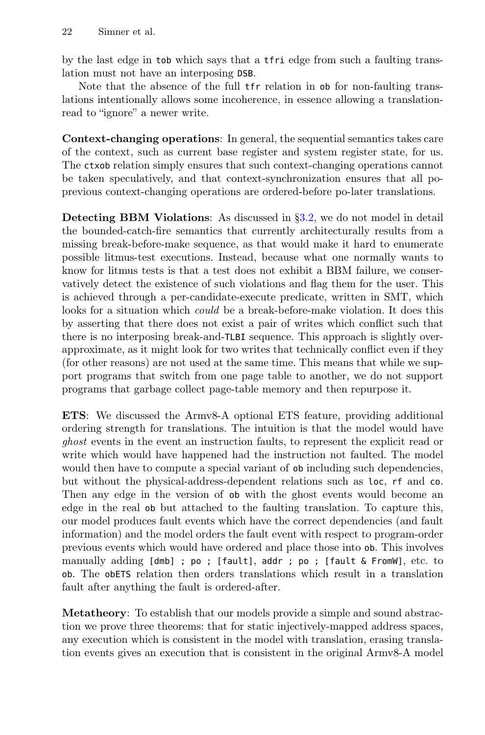by the last edge in `tob` which says that a `tfri` edge from such a faulting translation must not have an interposing `DSB`.

Note that the absence of the full `tfr` relation in `ob` for non-faulting translations intentionally allows some incoherence, in essence allowing a translation-read to "ignore" a newer write.

**Context-changing operations**: In general, the sequential semantics takes care of the context, such as current base register and system register state, for us. The `ctxob` relation simply ensures that such context-changing operations cannot be taken speculatively, and that context-synchronization ensures that all po-previous context-changing operations are ordered-before po-later translations.

**Detecting BBM Violations**: As discussed in §3.2, we do not model in detail the bounded-catch-fire semantics that currently architecturally results from a missing break-before-make sequence, as that would make it hard to enumerate possible litmus-test executions. Instead, because what one normally wants to know for litmus tests is that a test does not exhibit a BBM failure, we conservatively detect the existence of such violations and flag them for the user. This is achieved through a per-candidate-execute predicate, written in SMT, which looks for a situation which *could* be a break-before-make violation. It does this by asserting that there does not exist a pair of writes which conflict such that there is no interposing break-and-`TLBI` sequence. This approach is slightly over-approximate, as it might look for two writes that technically conflict even if they (for other reasons) are not used at the same time. This means that while we support programs that switch from one page table to another, we do not support programs that garbage collect page-table memory and then repurpose it.

**ETS**: We discussed the Armv8-A optional ETS feature, providing additional ordering strength for translations. The intuition is that the model would have *ghost* events in the event an instruction faults, to represent the explicit read or write which would have happened had the instruction not faulted. The model would then have to compute a special variant of `ob` including such dependencies, but without the physical-address-dependent relations such as `loc`, `rf` and `co`. Then any edge in the version of `ob` with the ghost events would become an edge in the real `ob` but attached to the faulting translation. To capture this, our model produces fault events which have the correct dependencies (and fault information) and the model orders the fault event with respect to program-order previous events which would have ordered and place those into `ob`. This involves manually adding `[dmb] ; po ; [fault]`, `addr ; po ; [fault & FromW]`, etc. to `ob`. The `obETS` relation then orders translations which result in a translation fault after anything the fault is ordered-after.

**Metatheory**: To establish that our models provide a simple and sound abstraction we prove three theorems: that for static injectively-mapped address spaces, any execution which is consistent in the model with translation, erasing translation events gives an execution that is consistent in the original Armv8-A model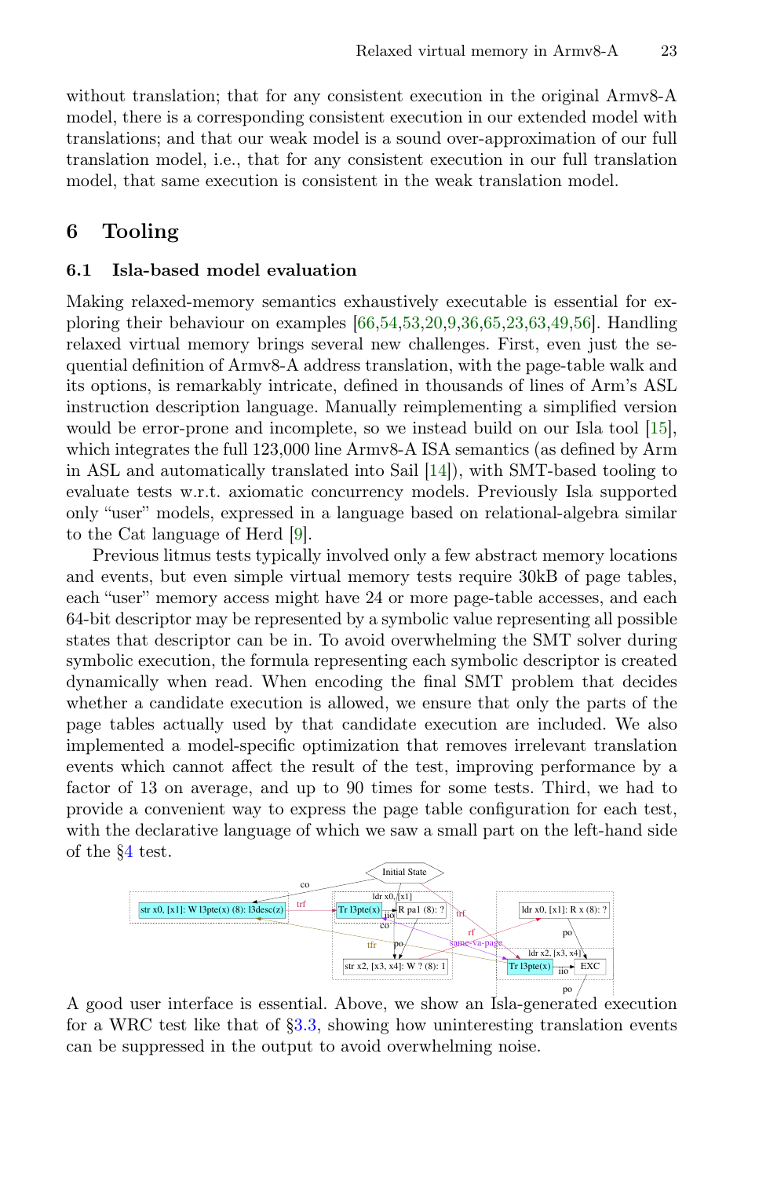without translation; that for any consistent execution in the original Armv8-A model, there is a corresponding consistent execution in our extended model with translations; and that our weak model is a sound over-approximation of our full translation model, i.e., that for any consistent execution in our full translation model, that same execution is consistent in the weak translation model.

## 6 Tooling

### 6.1 Isla-based model evaluation

Making relaxed-memory semantics exhaustively executable is essential for exploring their behaviour on examples [66,54,53,20,9,36,65,23,63,49,56]. Handling relaxed virtual memory brings several new challenges. First, even just the sequential definition of Armv8-A address translation, with the page-table walk and its options, is remarkably intricate, defined in thousands of lines of Arm's ASL instruction description language. Manually reimplementing a simplified version would be error-prone and incomplete, so we instead build on our Isla tool [15], which integrates the full 123,000 line Armv8-A ISA semantics (as defined by Arm in ASL and automatically translated into Sail [14]), with SMT-based tooling to evaluate tests w.r.t. axiomatic concurrency models. Previously Isla supported only "user" models, expressed in a language based on relational-algebra similar to the Cat language of Herd [9].

Previous litmus tests typically involved only a few abstract memory locations and events, but even simple virtual memory tests require 30kB of page tables, each "user" memory access might have 24 or more page-table accesses, and each 64-bit descriptor may be represented by a symbolic value representing all possible states that descriptor can be in. To avoid overwhelming the SMT solver during symbolic execution, the formula representing each symbolic descriptor is created dynamically when read. When encoding the final SMT problem that decides whether a candidate execution is allowed, we ensure that only the parts of the page tables actually used by that candidate execution are included. We also implemented a model-specific optimization that removes irrelevant translation events which cannot affect the result of the test, improving performance by a factor of 13 on average, and up to 90 times for some tests. Third, we had to provide a convenient way to express the page table configuration for each test, with the declarative language of which we saw a small part on the left-hand side of the §4 test.

A good user interface is essential. Above, we show an Isla-generated execution for a WRC test like that of §3.3, showing how uninteresting translation events can be suppressed in the output to avoid overwhelming noise.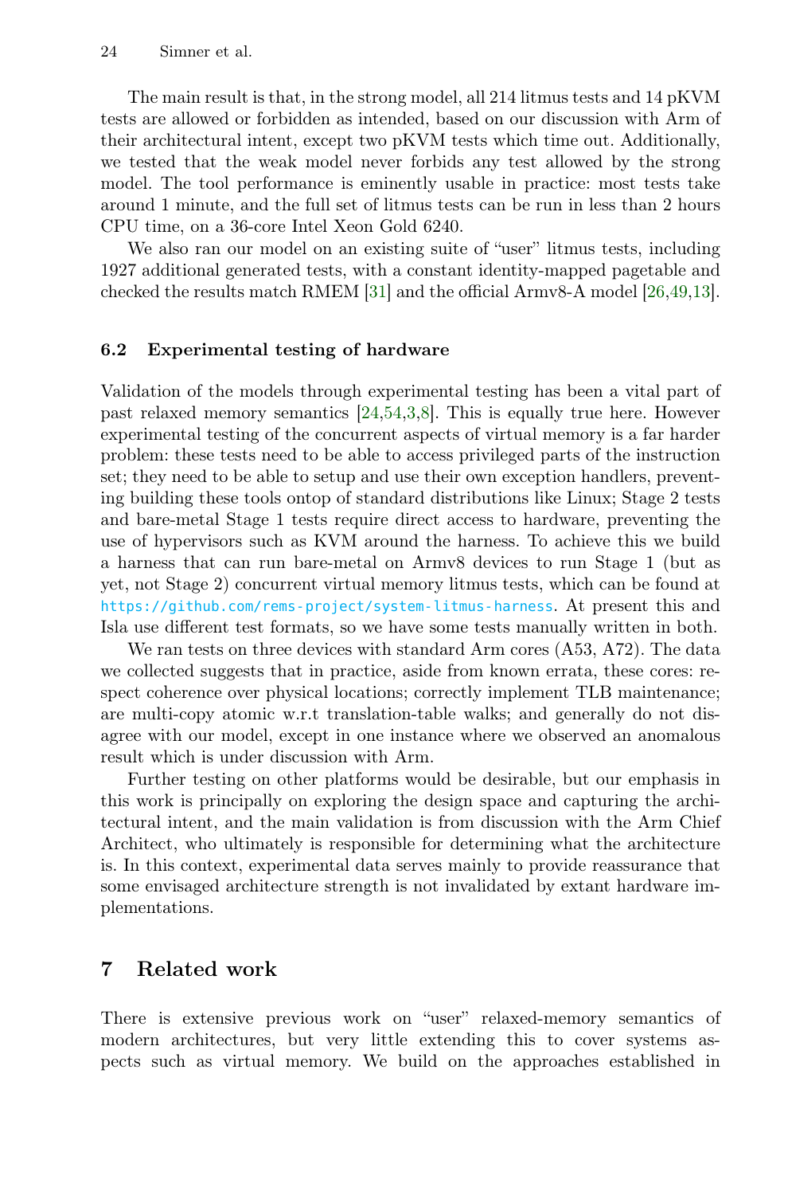The main result is that, in the strong model, all 214 litmus tests and 14 pKVM tests are allowed or forbidden as intended, based on our discussion with Arm of their architectural intent, except two pKVM tests which time out. Additionally, we tested that the weak model never forbids any test allowed by the strong model. The tool performance is eminently usable in practice: most tests take around 1 minute, and the full set of litmus tests can be run in less than 2 hours CPU time, on a 36-core Intel Xeon Gold 6240.

We also ran our model on an existing suite of "user" litmus tests, including 1927 additional generated tests, with a constant identity-mapped pagetable and checked the results match RMEM [31] and the official Armv8-A model [26,49,13].

### 6.2 Experimental testing of hardware

Validation of the models through experimental testing has been a vital part of past relaxed memory semantics [24,54,3,8]. This is equally true here. However experimental testing of the concurrent aspects of virtual memory is a far harder problem: these tests need to be able to access privileged parts of the instruction set; they need to be able to setup and use their own exception handlers, preventing building these tools ontop of standard distributions like Linux; Stage 2 tests and bare-metal Stage 1 tests require direct access to hardware, preventing the use of hypervisors such as KVM around the harness. To achieve this we build a harness that can run bare-metal on Armv8 devices to run Stage 1 (but as yet, not Stage 2) concurrent virtual memory litmus tests, which can be found at https://github.com/rems-project/system-litmus-harness. At present this and Isla use different test formats, so we have some tests manually written in both.

We ran tests on three devices with standard Arm cores (A53, A72). The data we collected suggests that in practice, aside from known errata, these cores: respect coherence over physical locations; correctly implement TLB maintenance; are multi-copy atomic w.r.t translation-table walks; and generally do not disagree with our model, except in one instance where we observed an anomalous result which is under discussion with Arm.

Further testing on other platforms would be desirable, but our emphasis in this work is principally on exploring the design space and capturing the architectural intent, and the main validation is from discussion with the Arm Chief Architect, who ultimately is responsible for determining what the architecture is. In this context, experimental data serves mainly to provide reassurance that some envisaged architecture strength is not invalidated by extant hardware implementations.

## 7 Related work

There is extensive previous work on "user" relaxed-memory semantics of modern architectures, but very little extending this to cover systems aspects such as virtual memory. We build on the approaches established in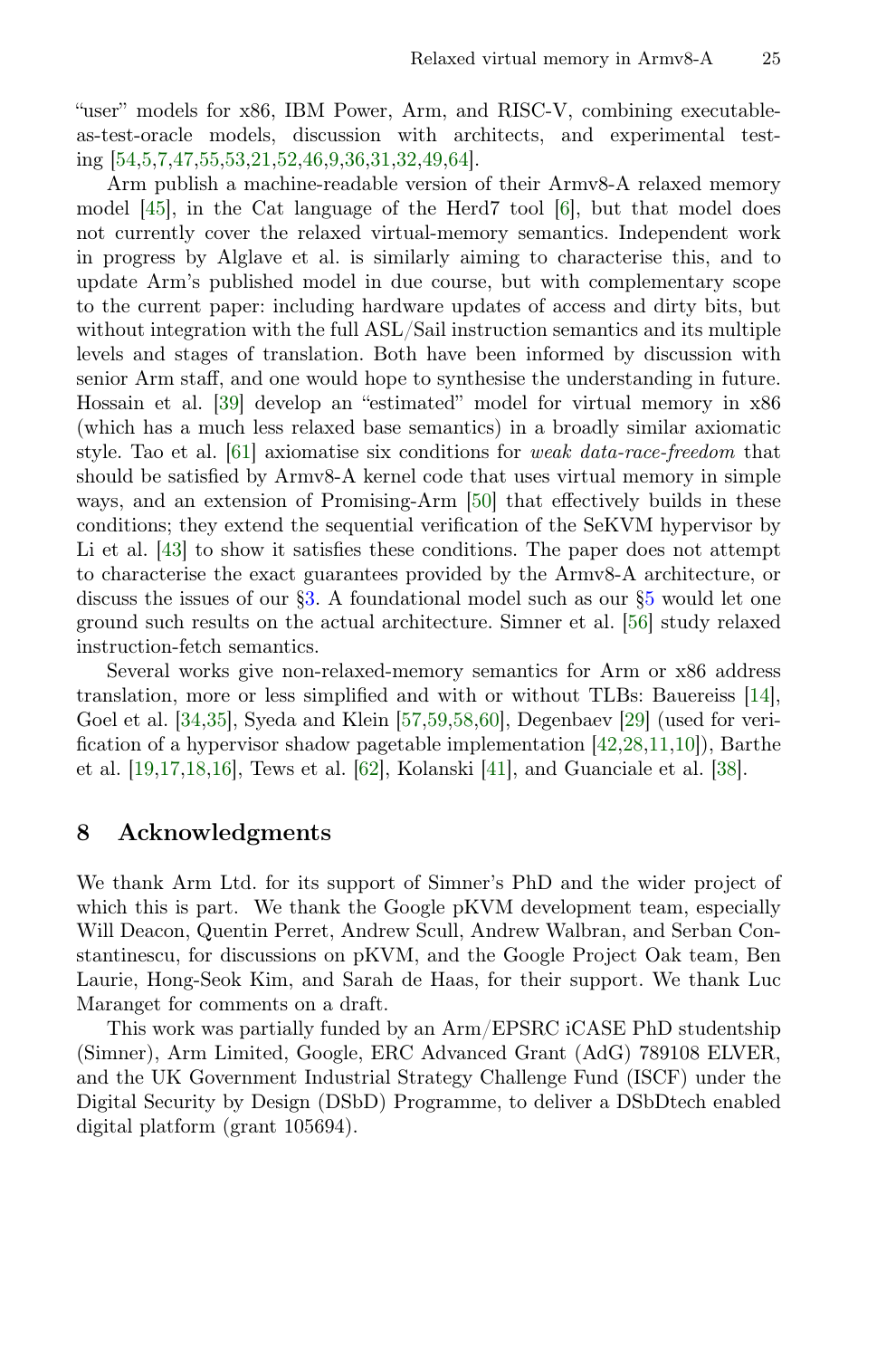"user" models for x86, IBM Power, Arm, and RISC-V, combining executable-as-test-oracle models, discussion with architects, and experimental testing [54,5,7,47,55,53,21,52,46,9,36,31,32,49,64].

Arm publish a machine-readable version of their Armv8-A relaxed memory model [45], in the Cat language of the Herd7 tool [6], but that model does not currently cover the relaxed virtual-memory semantics. Independent work in progress by Alglave et al. is similarly aiming to characterise this, and to update Arm's published model in due course, but with complementary scope to the current paper: including hardware updates of access and dirty bits, but without integration with the full ASL/Sail instruction semantics and its multiple levels and stages of translation. Both have been informed by discussion with senior Arm staff, and one would hope to synthesise the understanding in future. Hossain et al. [39] develop an "estimated" model for virtual memory in x86 (which has a much less relaxed base semantics) in a broadly similar axiomatic style. Tao et al. [61] axiomatise six conditions for *weak data-race-freedom* that should be satisfied by Armv8-A kernel code that uses virtual memory in simple ways, and an extension of Promising-Arm [50] that effectively builds in these conditions; they extend the sequential verification of the SeKVM hypervisor by Li et al. [43] to show it satisfies these conditions. The paper does not attempt to characterise the exact guarantees provided by the Armv8-A architecture, or discuss the issues of our §3. A foundational model such as our §5 would let one ground such results on the actual architecture. Simner et al. [56] study relaxed instruction-fetch semantics.

Several works give non-relaxed-memory semantics for Arm or x86 address translation, more or less simplified and with or without TLBs: Bauereiss [14], Goel et al. [34,35], Syeda and Klein [57,59,58,60], Degenbaev [29] (used for verification of a hypervisor shadow pagetable implementation [42,28,11,10]), Barthe et al. [19,17,18,16], Tews et al. [62], Kolanski [41], and Guanciale et al. [38].

## 8 Acknowledgments

We thank Arm Ltd. for its support of Simner's PhD and the wider project of which this is part. We thank the Google pKVM development team, especially Will Deacon, Quentin Perret, Andrew Scull, Andrew Walbran, and Serban Constantinescu, for discussions on pKVM, and the Google Project Oak team, Ben Laurie, Hong-Seok Kim, and Sarah de Haas, for their support. We thank Luc Maranget for comments on a draft.

This work was partially funded by an Arm/EPSRC iCASE PhD studentship (Simner), Arm Limited, Google, ERC Advanced Grant (AdG) 789108 ELVER, and the UK Government Industrial Strategy Challenge Fund (ISCF) under the Digital Security by Design (DSbD) Programme, to deliver a DSbDtech enabled digital platform (grant 105694).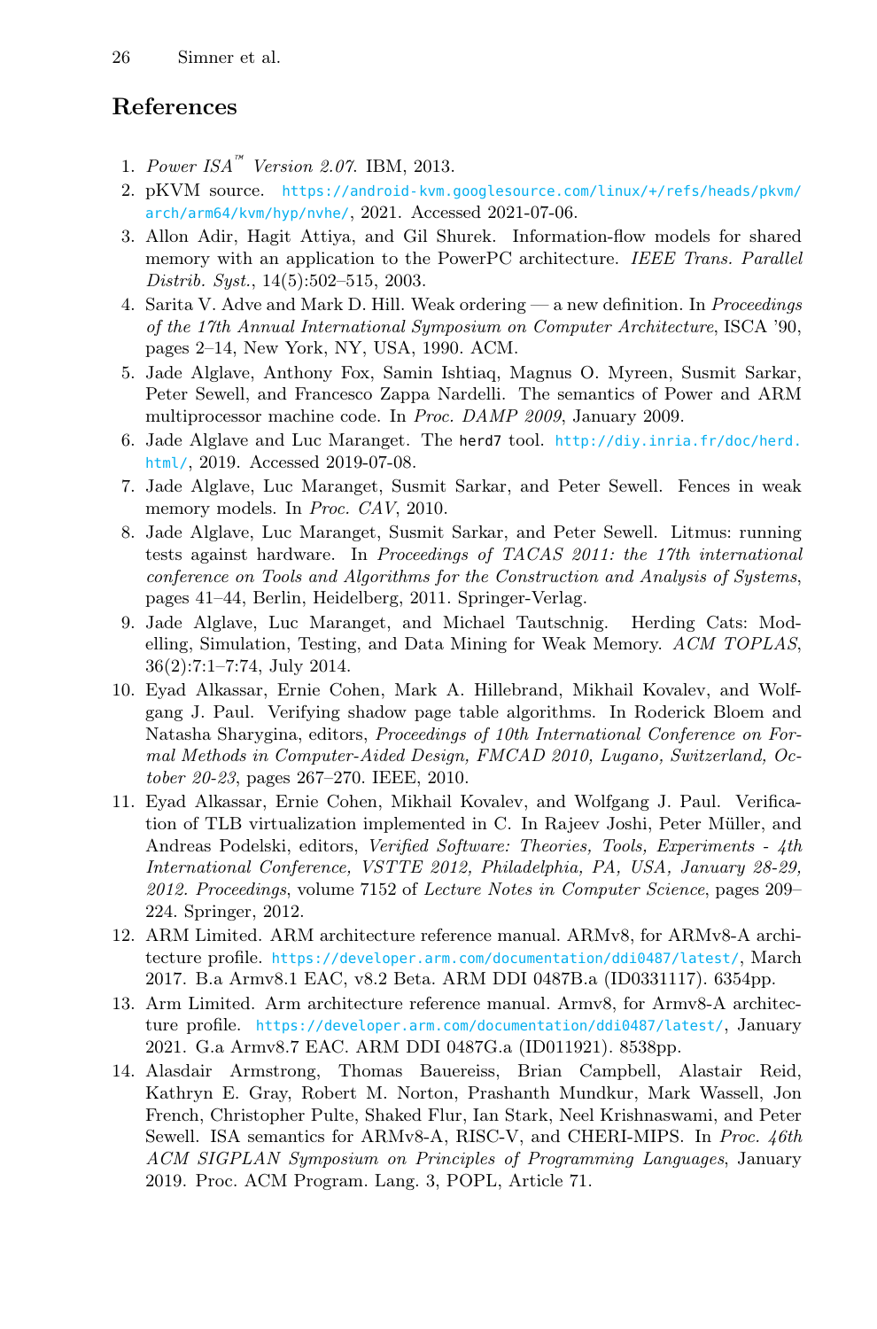## References

1. *Power ISA™ Version 2.07*. IBM, 2013.
2. pKVM source. https://android-kvm.googlesource.com/linux/+/refs/heads/pkvm/arch/arm64/kvm/hyp/nvhe/, 2021. Accessed 2021-07-06.
3. Allon Adir, Hagit Attiya, and Gil Shurek. Information-flow models for shared memory with an application to the PowerPC architecture. *IEEE Trans. Parallel Distrib. Syst.*, 14(5):502–515, 2003.
4. Sarita V. Adve and Mark D. Hill. Weak ordering — a new definition. In *Proceedings of the 17th Annual International Symposium on Computer Architecture*, ISCA '90, pages 2–14, New York, NY, USA, 1990. ACM.
5. Jade Alglave, Anthony Fox, Samin Ishtiaq, Magnus O. Myreen, Susmit Sarkar, Peter Sewell, and Francesco Zappa Nardelli. The semantics of Power and ARM multiprocessor machine code. In *Proc. DAMP 2009*, January 2009.
6. Jade Alglave and Luc Maranget. The herd7 tool. http://diy.inria.fr/doc/herd.html/, 2019. Accessed 2019-07-08.
7. Jade Alglave, Luc Maranget, Susmit Sarkar, and Peter Sewell. Fences in weak memory models. In *Proc. CAV*, 2010.
8. Jade Alglave, Luc Maranget, Susmit Sarkar, and Peter Sewell. Litmus: running tests against hardware. In *Proceedings of TACAS 2011: the 17th international conference on Tools and Algorithms for the Construction and Analysis of Systems*, pages 41–44, Berlin, Heidelberg, 2011. Springer-Verlag.
9. Jade Alglave, Luc Maranget, and Michael Tautschnig. Herding Cats: Modelling, Simulation, Testing, and Data Mining for Weak Memory. *ACM TOPLAS*, 36(2):7:1–7:74, July 2014.
10. Eyad Alkassar, Ernie Cohen, Mark A. Hillebrand, Mikhail Kovalev, and Wolfgang J. Paul. Verifying shadow page table algorithms. In Roderick Bloem and Natasha Sharygina, editors, *Proceedings of 10th International Conference on Formal Methods in Computer-Aided Design, FMCAD 2010, Lugano, Switzerland, October 20-23*, pages 267–270. IEEE, 2010.
11. Eyad Alkassar, Ernie Cohen, Mikhail Kovalev, and Wolfgang J. Paul. Verification of TLB virtualization implemented in C. In Rajeev Joshi, Peter Müller, and Andreas Podelski, editors, *Verified Software: Theories, Tools, Experiments - 4th International Conference, VSTTE 2012, Philadelphia, PA, USA, January 28-29, 2012. Proceedings*, volume 7152 of *Lecture Notes in Computer Science*, pages 209–224. Springer, 2012.
12. ARM Limited. ARM architecture reference manual. ARMv8, for ARMv8-A architecture profile. https://developer.arm.com/documentation/ddi0487/latest/, March 2017. B.a Armv8.1 EAC, v8.2 Beta. ARM DDI 0487B.a (ID0331117). 6354pp.
13. Arm Limited. Arm architecture reference manual. Armv8, for Armv8-A architecture profile. https://developer.arm.com/documentation/ddi0487/latest/, January 2021. G.a Armv8.7 EAC. ARM DDI 0487G.a (ID011921). 8538pp.
14. Alasdair Armstrong, Thomas Bauereiss, Brian Campbell, Alastair Reid, Kathryn E. Gray, Robert M. Norton, Prashanth Mundkur, Mark Wassell, Jon French, Christopher Pulte, Shaked Flur, Ian Stark, Neel Krishnaswami, and Peter Sewell. ISA semantics for ARMv8-A, RISC-V, and CHERI-MIPS. In *Proc. 46th ACM SIGPLAN Symposium on Principles of Programming Languages*, January 2019. Proc. ACM Program. Lang. 3, POPL, Article 71.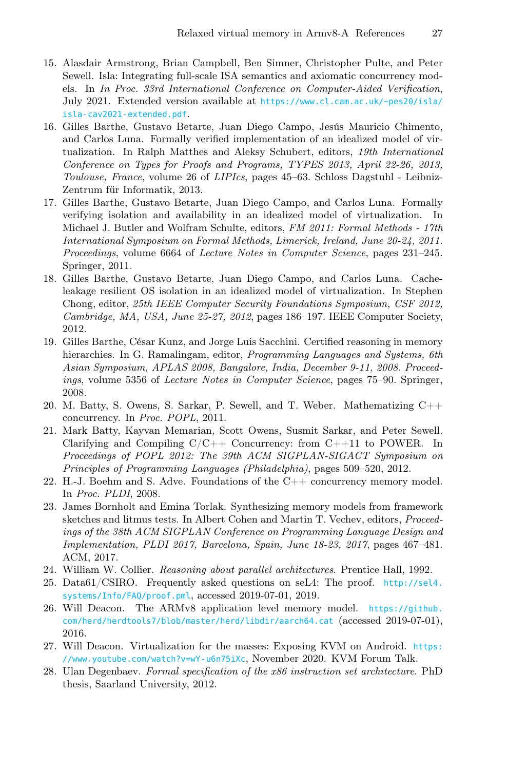15. Alasdair Armstrong, Brian Campbell, Ben Simner, Christopher Pulte, and Peter Sewell. Isla: Integrating full-scale ISA semantics and axiomatic concurrency models. In *In Proc. 33rd International Conference on Computer-Aided Verification*, July 2021. Extended version available at https://www.cl.cam.ac.uk/~pes20/isla/isla-cav2021-extended.pdf.
16. Gilles Barthe, Gustavo Betarte, Juan Diego Campo, Jesús Mauricio Chimento, and Carlos Luna. Formally verified implementation of an idealized model of virtualization. In Ralph Matthes and Aleksy Schubert, editors, *19th International Conference on Types for Proofs and Programs, TYPES 2013, April 22-26, 2013, Toulouse, France*, volume 26 of *LIPIcs*, pages 45–63. Schloss Dagstuhl - Leibniz-Zentrum für Informatik, 2013.
17. Gilles Barthe, Gustavo Betarte, Juan Diego Campo, and Carlos Luna. Formally verifying isolation and availability in an idealized model of virtualization. In Michael J. Butler and Wolfram Schulte, editors, *FM 2011: Formal Methods - 17th International Symposium on Formal Methods, Limerick, Ireland, June 20-24, 2011. Proceedings*, volume 6664 of *Lecture Notes in Computer Science*, pages 231–245. Springer, 2011.
18. Gilles Barthe, Gustavo Betarte, Juan Diego Campo, and Carlos Luna. Cache-leakage resilient OS isolation in an idealized model of virtualization. In Stephen Chong, editor, *25th IEEE Computer Security Foundations Symposium, CSF 2012, Cambridge, MA, USA, June 25-27, 2012*, pages 186–197. IEEE Computer Society, 2012.
19. Gilles Barthe, César Kunz, and Jorge Luis Sacchini. Certified reasoning in memory hierarchies. In G. Ramalingam, editor, *Programming Languages and Systems, 6th Asian Symposium, APLAS 2008, Bangalore, India, December 9-11, 2008. Proceedings*, volume 5356 of *Lecture Notes in Computer Science*, pages 75–90. Springer, 2008.
20. M. Batty, S. Owens, S. Sarkar, P. Sewell, and T. Weber. Mathematizing C++ concurrency. In *Proc. POPL*, 2011.
21. Mark Batty, Kayvan Memarian, Scott Owens, Susmit Sarkar, and Peter Sewell. Clarifying and Compiling C/C++ Concurrency: from C++11 to POWER. In *Proceedings of POPL 2012: The 39th ACM SIGPLAN-SIGACT Symposium on Principles of Programming Languages (Philadelphia)*, pages 509–520, 2012.
22. H.-J. Boehm and S. Adve. Foundations of the C++ concurrency memory model. In *Proc. PLDI*, 2008.
23. James Bornholt and Emina Torlak. Synthesizing memory models from framework sketches and litmus tests. In Albert Cohen and Martin T. Vechev, editors, *Proceedings of the 38th ACM SIGPLAN Conference on Programming Language Design and Implementation, PLDI 2017, Barcelona, Spain, June 18-23, 2017*, pages 467–481. ACM, 2017.
24. William W. Collier. *Reasoning about parallel architectures*. Prentice Hall, 1992.
25. Data61/CSIRO. Frequently asked questions on seL4: The proof. http://sel4.systems/Info/FAQ/proof.pml, accessed 2019-07-01, 2019.
26. Will Deacon. The ARMv8 application level memory model. https://github.com/herd/herdtools7/blob/master/herd/libdir/aarch64.cat (accessed 2019-07-01), 2016.
27. Will Deacon. Virtualization for the masses: Exposing KVM on Android. https://www.youtube.com/watch?v=wY-u6n75iXc, November 2020. KVM Forum Talk.
28. Ulan Degenbaev. *Formal specification of the x86 instruction set architecture*. PhD thesis, Saarland University, 2012.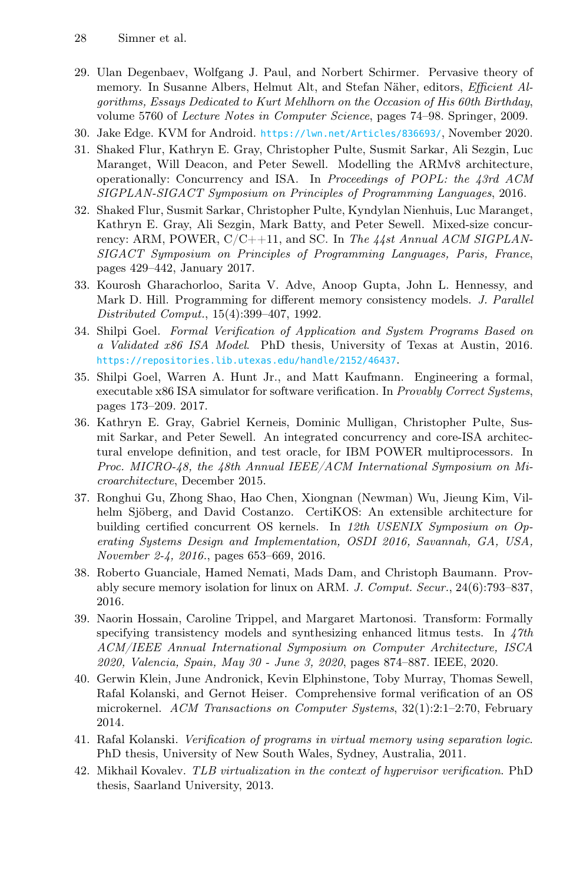29. Ulan Degenbaev, Wolfgang J. Paul, and Norbert Schirmer. Pervasive theory of memory. In Susanne Albers, Helmut Alt, and Stefan Näher, editors, *Efficient Algorithms, Essays Dedicated to Kurt Mehlhorn on the Occasion of His 60th Birthday*, volume 5760 of *Lecture Notes in Computer Science*, pages 74–98. Springer, 2009.
30. Jake Edge. KVM for Android. https://lwn.net/Articles/836693/, November 2020.
31. Shaked Flur, Kathryn E. Gray, Christopher Pulte, Susmit Sarkar, Ali Sezgin, Luc Maranget, Will Deacon, and Peter Sewell. Modelling the ARMv8 architecture, operationally: Concurrency and ISA. In *Proceedings of POPL: the 43rd ACM SIGPLAN-SIGACT Symposium on Principles of Programming Languages*, 2016.
32. Shaked Flur, Susmit Sarkar, Christopher Pulte, Kyndylan Nienhuis, Luc Maranget, Kathryn E. Gray, Ali Sezgin, Mark Batty, and Peter Sewell. Mixed-size concurrency: ARM, POWER, C/C++11, and SC. In *The 44st Annual ACM SIGPLAN-SIGACT Symposium on Principles of Programming Languages, Paris, France*, pages 429–442, January 2017.
33. Kourosh Gharachorloo, Sarita V. Adve, Anoop Gupta, John L. Hennessy, and Mark D. Hill. Programming for different memory consistency models. *J. Parallel Distributed Comput.*, 15(4):399–407, 1992.
34. Shilpi Goel. *Formal Verification of Application and System Programs Based on a Validated x86 ISA Model*. PhD thesis, University of Texas at Austin, 2016. https://repositories.lib.utexas.edu/handle/2152/46437.
35. Shilpi Goel, Warren A. Hunt Jr., and Matt Kaufmann. Engineering a formal, executable x86 ISA simulator for software verification. In *Provably Correct Systems*, pages 173–209. 2017.
36. Kathryn E. Gray, Gabriel Kerneis, Dominic Mulligan, Christopher Pulte, Susmit Sarkar, and Peter Sewell. An integrated concurrency and core-ISA architectural envelope definition, and test oracle, for IBM POWER multiprocessors. In *Proc. MICRO-48, the 48th Annual IEEE/ACM International Symposium on Microarchitecture*, December 2015.
37. Ronghui Gu, Zhong Shao, Hao Chen, Xiongnan (Newman) Wu, Jieung Kim, Vilhelm Sjöberg, and David Costanzo. CertiKOS: An extensible architecture for building certified concurrent OS kernels. In *12th USENIX Symposium on Operating Systems Design and Implementation, OSDI 2016, Savannah, GA, USA, November 2-4, 2016.*, pages 653–669, 2016.
38. Roberto Guanciale, Hamed Nemati, Mads Dam, and Christoph Baumann. Provably secure memory isolation for linux on ARM. *J. Comput. Secur.*, 24(6):793–837, 2016.
39. Naorin Hossain, Caroline Trippel, and Margaret Martonosi. Transform: Formally specifying transistency models and synthesizing enhanced litmus tests. In *47th ACM/IEEE Annual International Symposium on Computer Architecture, ISCA 2020, Valencia, Spain, May 30 - June 3, 2020*, pages 874–887. IEEE, 2020.
40. Gerwin Klein, June Andronick, Kevin Elphinstone, Toby Murray, Thomas Sewell, Rafal Kolanski, and Gernot Heiser. Comprehensive formal verification of an OS microkernel. *ACM Transactions on Computer Systems*, 32(1):2:1–2:70, February 2014.
41. Rafal Kolanski. *Verification of programs in virtual memory using separation logic*. PhD thesis, University of New South Wales, Sydney, Australia, 2011.
42. Mikhail Kovalev. *TLB virtualization in the context of hypervisor verification*. PhD thesis, Saarland University, 2013.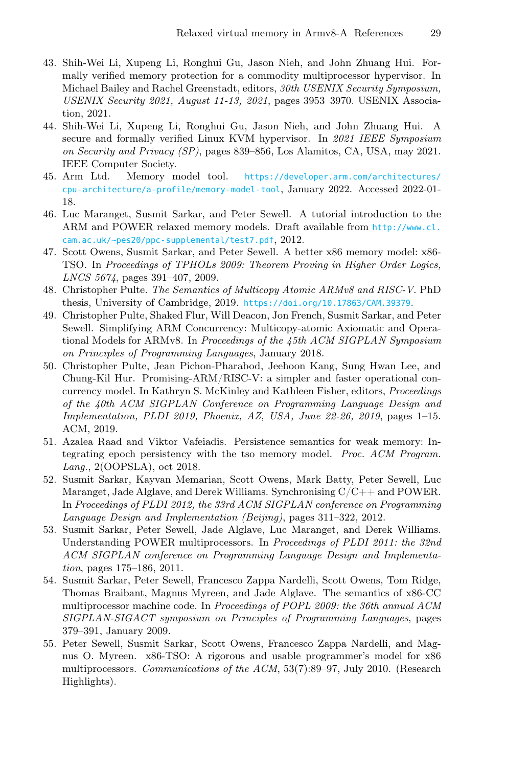43. Shih-Wei Li, Xupeng Li, Ronghui Gu, Jason Nieh, and John Zhuang Hui. Formally verified memory protection for a commodity multiprocessor hypervisor. In Michael Bailey and Rachel Greenstadt, editors, *30th USENIX Security Symposium, USENIX Security 2021, August 11-13, 2021*, pages 3953–3970. USENIX Association, 2021.
44. Shih-Wei Li, Xupeng Li, Ronghui Gu, Jason Nieh, and John Zhuang Hui. A secure and formally verified Linux KVM hypervisor. In *2021 IEEE Symposium on Security and Privacy (SP)*, pages 839–856, Los Alamitos, CA, USA, may 2021. IEEE Computer Society.
45. Arm Ltd. Memory model tool. https://developer.arm.com/architectures/cpu-architecture/a-profile/memory-model-tool, January 2022. Accessed 2022-01-18.
46. Luc Maranget, Susmit Sarkar, and Peter Sewell. A tutorial introduction to the ARM and POWER relaxed memory models. Draft available from http://www.cl.cam.ac.uk/~pes20/ppc-supplemental/test7.pdf, 2012.
47. Scott Owens, Susmit Sarkar, and Peter Sewell. A better x86 memory model: x86-TSO. In *Proceedings of TPHOLs 2009: Theorem Proving in Higher Order Logics, LNCS 5674*, pages 391–407, 2009.
48. Christopher Pulte. *The Semantics of Multicopy Atomic ARMv8 and RISC-V*. PhD thesis, University of Cambridge, 2019. https://doi.org/10.17863/CAM.39379.
49. Christopher Pulte, Shaked Flur, Will Deacon, Jon French, Susmit Sarkar, and Peter Sewell. Simplifying ARM Concurrency: Multicopy-atomic Axiomatic and Operational Models for ARMv8. In *Proceedings of the 45th ACM SIGPLAN Symposium on Principles of Programming Languages*, January 2018.
50. Christopher Pulte, Jean Pichon-Pharabod, Jeehoon Kang, Sung Hwan Lee, and Chung-Kil Hur. Promising-ARM/RISC-V: a simpler and faster operational concurrency model. In Kathryn S. McKinley and Kathleen Fisher, editors, *Proceedings of the 40th ACM SIGPLAN Conference on Programming Language Design and Implementation, PLDI 2019, Phoenix, AZ, USA, June 22-26, 2019*, pages 1–15. ACM, 2019.
51. Azalea Raad and Viktor Vafeiadis. Persistence semantics for weak memory: Integrating epoch persistency with the tso memory model. *Proc. ACM Program. Lang.*, 2(OOPSLA), oct 2018.
52. Susmit Sarkar, Kayvan Memarian, Scott Owens, Mark Batty, Peter Sewell, Luc Maranget, Jade Alglave, and Derek Williams. Synchronising C/C++ and POWER. In *Proceedings of PLDI 2012, the 33rd ACM SIGPLAN conference on Programming Language Design and Implementation (Beijing)*, pages 311–322, 2012.
53. Susmit Sarkar, Peter Sewell, Jade Alglave, Luc Maranget, and Derek Williams. Understanding POWER multiprocessors. In *Proceedings of PLDI 2011: the 32nd ACM SIGPLAN conference on Programming Language Design and Implementation*, pages 175–186, 2011.
54. Susmit Sarkar, Peter Sewell, Francesco Zappa Nardelli, Scott Owens, Tom Ridge, Thomas Braibant, Magnus Myreen, and Jade Alglave. The semantics of x86-CC multiprocessor machine code. In *Proceedings of POPL 2009: the 36th annual ACM SIGPLAN-SIGACT symposium on Principles of Programming Languages*, pages 379–391, January 2009.
55. Peter Sewell, Susmit Sarkar, Scott Owens, Francesco Zappa Nardelli, and Magnus O. Myreen. x86-TSO: A rigorous and usable programmer's model for x86 multiprocessors. *Communications of the ACM*, 53(7):89–97, July 2010. (Research Highlights).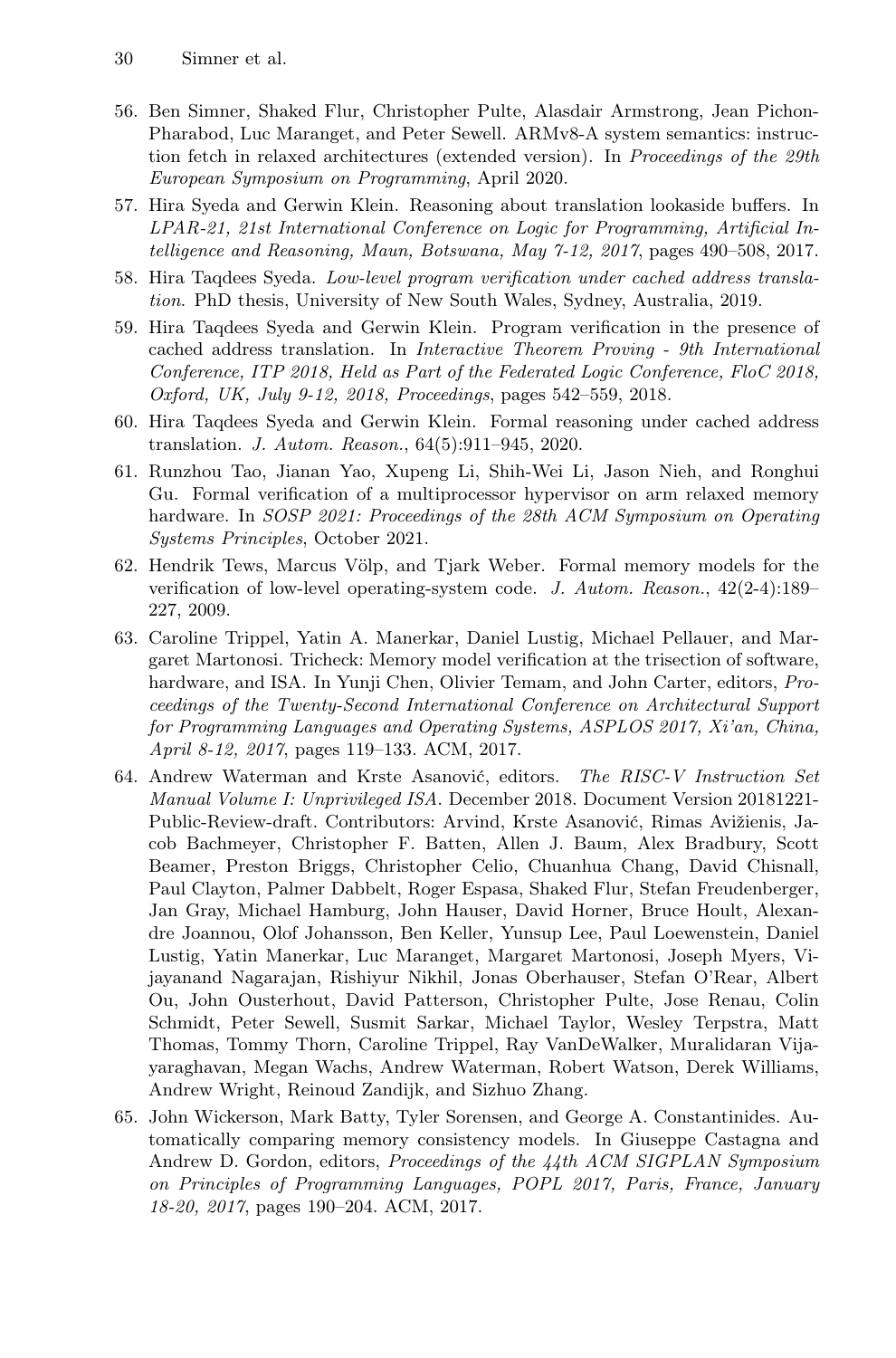56. Ben Simner, Shaked Flur, Christopher Pulte, Alasdair Armstrong, Jean Pichon-Pharabod, Luc Maranget, and Peter Sewell. ARMv8-A system semantics: instruction fetch in relaxed architectures (extended version). In *Proceedings of the 29th European Symposium on Programming*, April 2020.
57. Hira Syeda and Gerwin Klein. Reasoning about translation lookaside buffers. In *LPAR-21, 21st International Conference on Logic for Programming, Artificial Intelligence and Reasoning, Maun, Botswana, May 7-12, 2017*, pages 490–508, 2017.
58. Hira Taqdees Syeda. *Low-level program verification under cached address translation*. PhD thesis, University of New South Wales, Sydney, Australia, 2019.
59. Hira Taqdees Syeda and Gerwin Klein. Program verification in the presence of cached address translation. In *Interactive Theorem Proving - 9th International Conference, ITP 2018, Held as Part of the Federated Logic Conference, FloC 2018, Oxford, UK, July 9-12, 2018, Proceedings*, pages 542–559, 2018.
60. Hira Taqdees Syeda and Gerwin Klein. Formal reasoning under cached address translation. *J. Autom. Reason.*, 64(5):911–945, 2020.
61. Runzhou Tao, Jianan Yao, Xupeng Li, Shih-Wei Li, Jason Nieh, and Ronghui Gu. Formal verification of a multiprocessor hypervisor on arm relaxed memory hardware. In *SOSP 2021: Proceedings of the 28th ACM Symposium on Operating Systems Principles*, October 2021.
62. Hendrik Tews, Marcus Völp, and Tjark Weber. Formal memory models for the verification of low-level operating-system code. *J. Autom. Reason.*, 42(2-4):189–227, 2009.
63. Caroline Trippel, Yatin A. Manerkar, Daniel Lustig, Michael Pellauer, and Margaret Martonosi. Tricheck: Memory model verification at the trisection of software, hardware, and ISA. In Yunji Chen, Olivier Temam, and John Carter, editors, *Proceedings of the Twenty-Second International Conference on Architectural Support for Programming Languages and Operating Systems, ASPLOS 2017, Xi'an, China, April 8-12, 2017*, pages 119–133. ACM, 2017.
64. Andrew Waterman and Krste Asanović, editors. *The RISC-V Instruction Set Manual Volume I: Unprivileged ISA*. December 2018. Document Version 20181221-Public-Review-draft. Contributors: Arvind, Krste Asanović, Rimas Avižienis, Jacob Bachmeyer, Christopher F. Batten, Allen J. Baum, Alex Bradbury, Scott Beamer, Preston Briggs, Christopher Celio, Chuanhua Chang, David Chisnall, Paul Clayton, Palmer Dabbelt, Roger Espasa, Shaked Flur, Stefan Freudenberger, Jan Gray, Michael Hamburg, John Hauser, David Horner, Bruce Hoult, Alexandre Joannou, Olof Johansson, Ben Keller, Yunsup Lee, Paul Loewenstein, Daniel Lustig, Yatin Manerkar, Luc Maranget, Margaret Martonosi, Joseph Myers, Vijayanand Nagarajan, Rishiyur Nikhil, Jonas Oberhauser, Stefan O'Rear, Albert Ou, John Ousterhout, David Patterson, Christopher Pulte, Jose Renau, Colin Schmidt, Peter Sewell, Susmit Sarkar, Michael Taylor, Wesley Terpstra, Matt Thomas, Tommy Thorn, Caroline Trippel, Ray VanDeWalker, Muralidaran Vijayaraghavan, Megan Wachs, Andrew Waterman, Robert Watson, Derek Williams, Andrew Wright, Reinoud Zandijk, and Sizhuo Zhang.
65. John Wickerson, Mark Batty, Tyler Sorensen, and George A. Constantinides. Automatically comparing memory consistency models. In Giuseppe Castagna and Andrew D. Gordon, editors, *Proceedings of the 44th ACM SIGPLAN Symposium on Principles of Programming Languages, POPL 2017, Paris, France, January 18-20, 2017*, pages 190–204. ACM, 2017.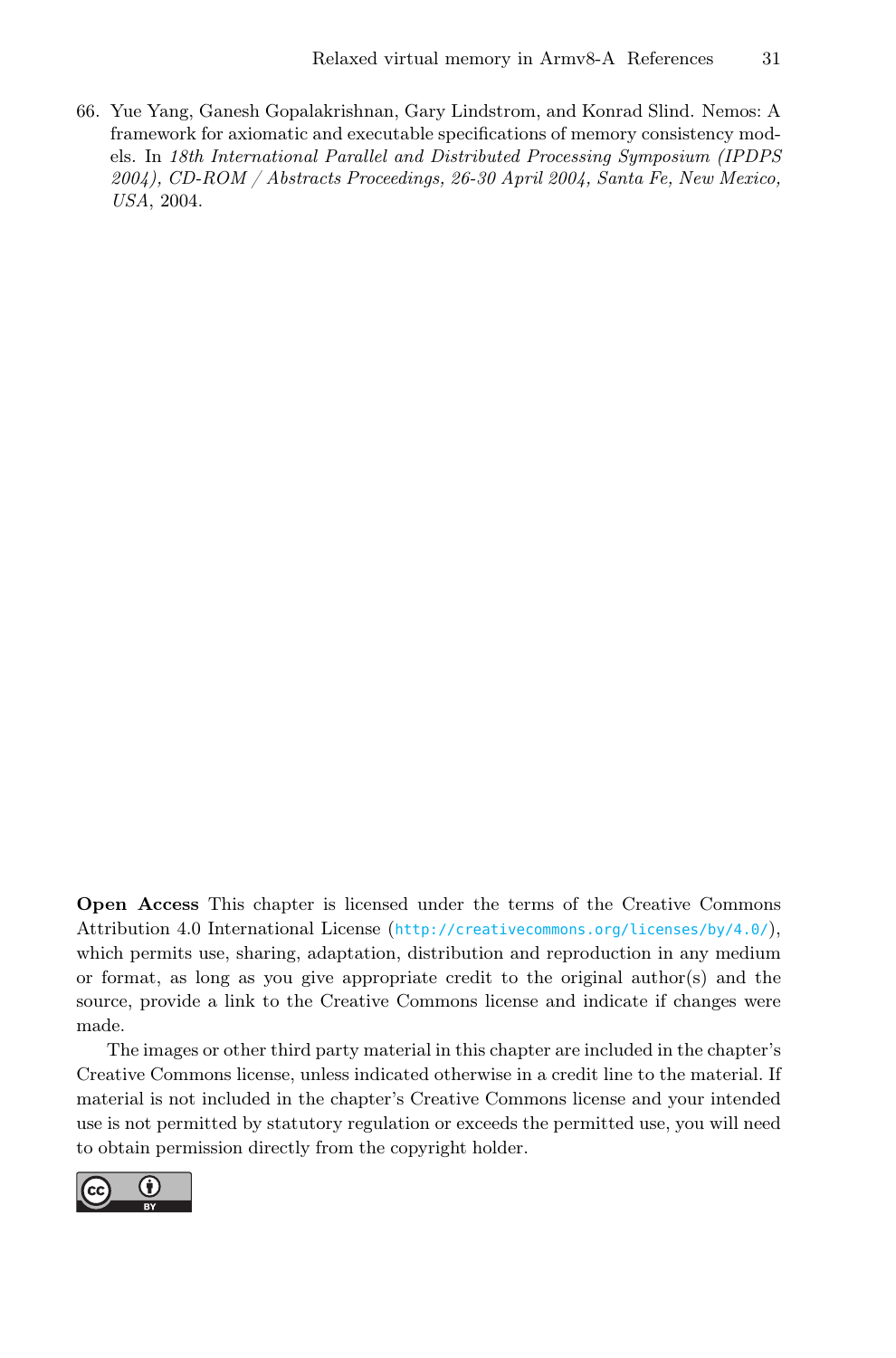66. Yue Yang, Ganesh Gopalakrishnan, Gary Lindstrom, and Konrad Slind. Nemos: A framework for axiomatic and executable specifications of memory consistency models. In *18th International Parallel and Distributed Processing Symposium (IPDPS 2004), CD-ROM / Abstracts Proceedings, 26-30 April 2004, Santa Fe, New Mexico, USA*, 2004.

**Open Access** This chapter is licensed under the terms of the Creative Commons Attribution 4.0 International License (http://creativecommons.org/licenses/by/4.0/), which permits use, sharing, adaptation, distribution and reproduction in any medium or format, as long as you give appropriate credit to the original author(s) and the source, provide a link to the Creative Commons license and indicate if changes were made.

The images or other third party material in this chapter are included in the chapter's Creative Commons license, unless indicated otherwise in a credit line to the material. If material is not included in the chapter's Creative Commons license and your intended use is not permitted by statutory regulation or exceeds the permitted use, you will need to obtain permission directly from the copyright holder.